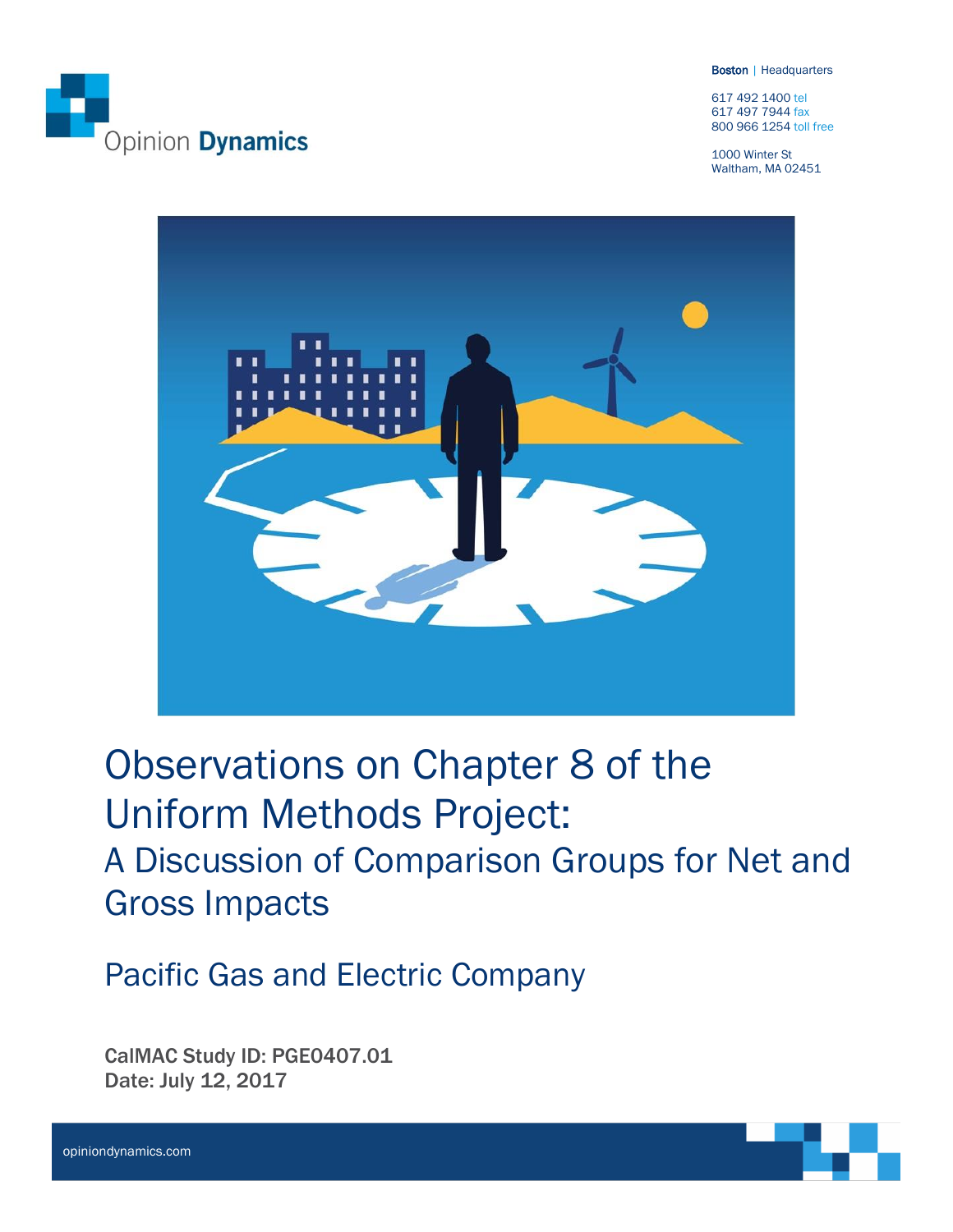Opinion Dynamics

**Boston** | Headquarters

617 492 1400 tel
617 497 7944 fax
800 966 1254 toll free

1000 Winter St
Waltham, MA 02451

# Observations on Chapter 8 of the Uniform Methods Project:

## A Discussion of Comparison Groups for Net and Gross Impacts

## Pacific Gas and Electric Company

**CalMAC Study ID: PGE0407.01**
**Date: July 12, 2017**

opiniondynamics.com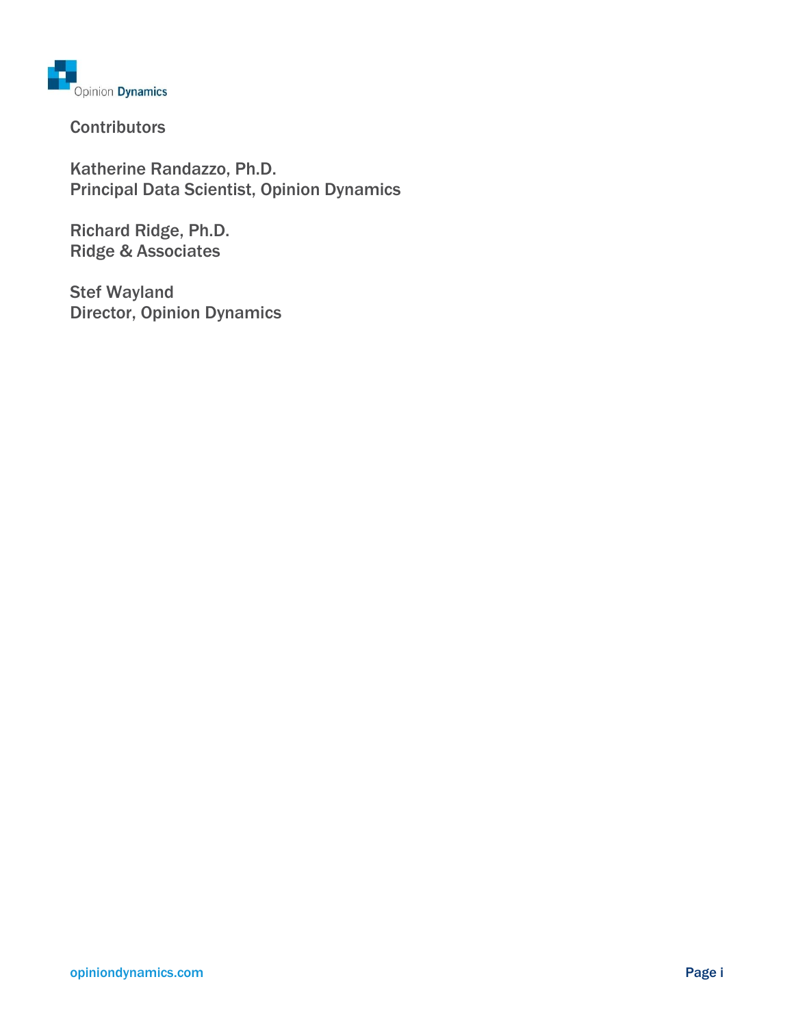## Contributors

Katherine Randazzo, Ph.D.
Principal Data Scientist, Opinion Dynamics

Richard Ridge, Ph.D.
Ridge & Associates

Stef Wayland
Director, Opinion Dynamics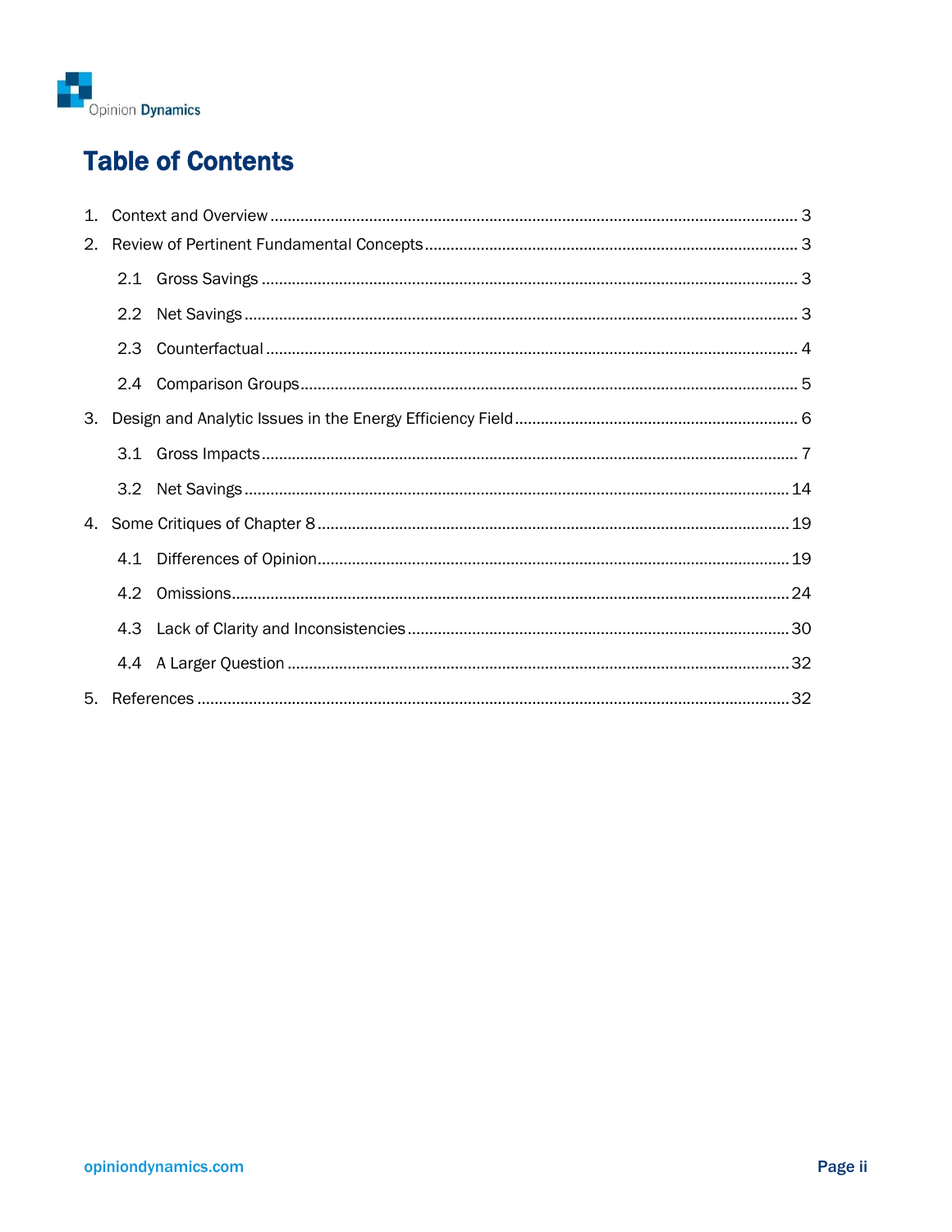# Table of Contents

1. Context and Overview ..... 3
2. Review of Pertinent Fundamental Concepts ..... 3
   - 2.1 Gross Savings ..... 3
   - 2.2 Net Savings ..... 3
   - 2.3 Counterfactual ..... 4
   - 2.4 Comparison Groups ..... 5
3. Design and Analytic Issues in the Energy Efficiency Field ..... 6
   - 3.1 Gross Impacts ..... 7
   - 3.2 Net Savings ..... 14
4. Some Critiques of Chapter 8 ..... 19
   - 4.1 Differences of Opinion ..... 19
   - 4.2 Omissions ..... 24
   - 4.3 Lack of Clarity and Inconsistencies ..... 30
   - 4.4 A Larger Question ..... 32
5. References ..... 32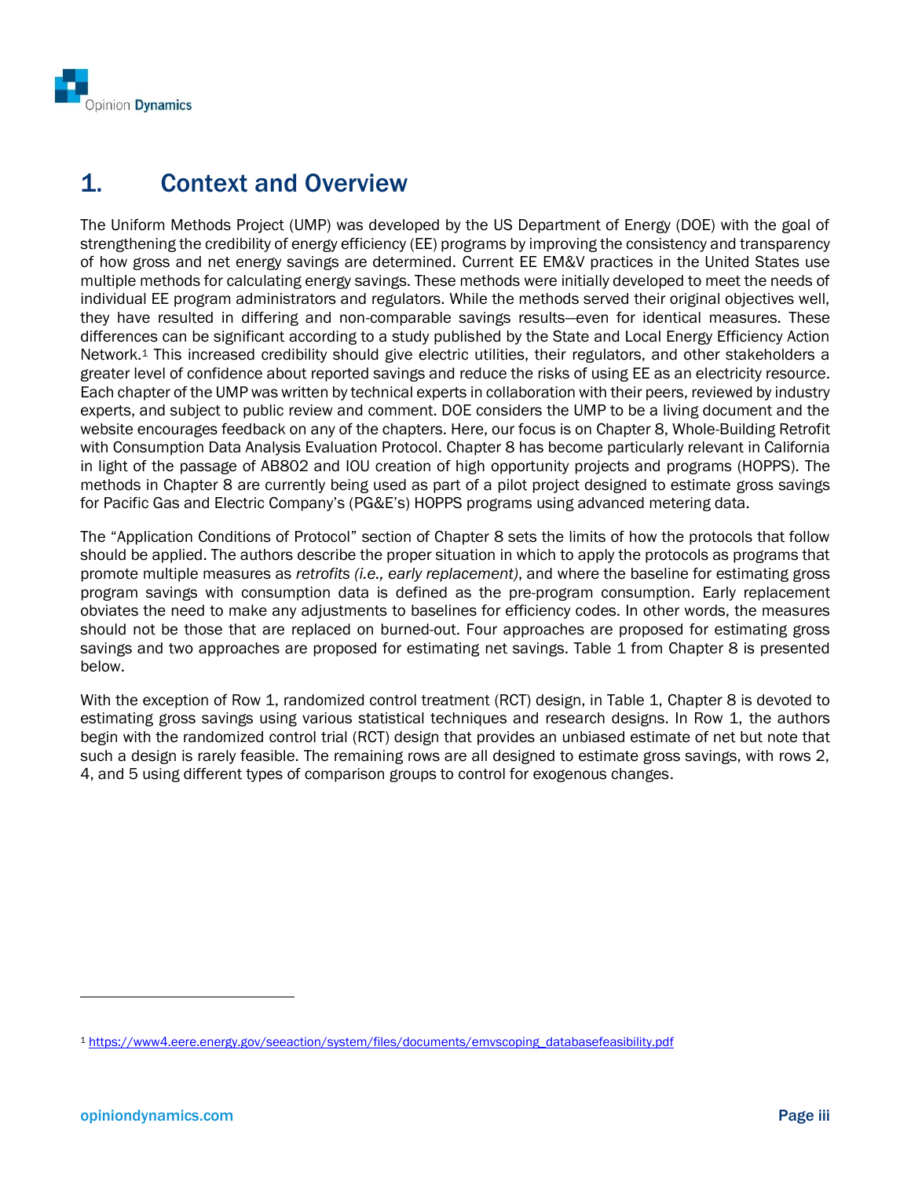# 1. Context and Overview

The Uniform Methods Project (UMP) was developed by the US Department of Energy (DOE) with the goal of strengthening the credibility of energy efficiency (EE) programs by improving the consistency and transparency of how gross and net energy savings are determined. Current EE EM&V practices in the United States use multiple methods for calculating energy savings. These methods were initially developed to meet the needs of individual EE program administrators and regulators. While the methods served their original objectives well, they have resulted in differing and non-comparable savings results—even for identical measures. These differences can be significant according to a study published by the State and Local Energy Efficiency Action Network.[1] This increased credibility should give electric utilities, their regulators, and other stakeholders a greater level of confidence about reported savings and reduce the risks of using EE as an electricity resource. Each chapter of the UMP was written by technical experts in collaboration with their peers, reviewed by industry experts, and subject to public review and comment. DOE considers the UMP to be a living document and the website encourages feedback on any of the chapters. Here, our focus is on Chapter 8, Whole-Building Retrofit with Consumption Data Analysis Evaluation Protocol. Chapter 8 has become particularly relevant in California in light of the passage of AB802 and IOU creation of high opportunity projects and programs (HOPPS). The methods in Chapter 8 are currently being used as part of a pilot project designed to estimate gross savings for Pacific Gas and Electric Company's (PG&E's) HOPPS programs using advanced metering data.

The "Application Conditions of Protocol" section of Chapter 8 sets the limits of how the protocols that follow should be applied. The authors describe the proper situation in which to apply the protocols as programs that promote multiple measures as *retrofits (i.e., early replacement)*, and where the baseline for estimating gross program savings with consumption data is defined as the pre-program consumption. Early replacement obviates the need to make any adjustments to baselines for efficiency codes. In other words, the measures should not be those that are replaced on burned-out. Four approaches are proposed for estimating gross savings and two approaches are proposed for estimating net savings. Table 1 from Chapter 8 is presented below.

With the exception of Row 1, randomized control treatment (RCT) design, in Table 1, Chapter 8 is devoted to estimating gross savings using various statistical techniques and research designs. In Row 1, the authors begin with the randomized control trial (RCT) design that provides an unbiased estimate of net but note that such a design is rarely feasible. The remaining rows are all designed to estimate gross savings, with rows 2, 4, and 5 using different types of comparison groups to control for exogenous changes.

---

[1] https://www4.eere.energy.gov/seeaction/system/files/documents/emvscoping_databasefeasibility.pdf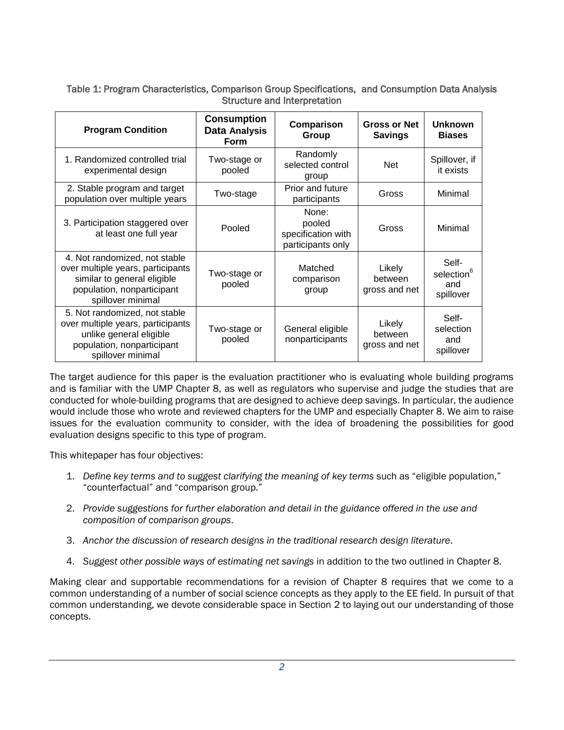Table 1: Program Characteristics, Comparison Group Specifications, and Consumption Data Analysis Structure and Interpretation

| Program Condition | Consumption Data Analysis Form | Comparison Group | Gross or Net Savings | Unknown Biases |
|---|---|---|---|---|
| 1. Randomized controlled trial experimental design | Two-stage or pooled | Randomly selected control group | Net | Spillover, if it exists |
| 2. Stable program and target population over multiple years | Two-stage | Prior and future participants | Gross | Minimal |
| 3. Participation staggered over at least one full year | Pooled | None: pooled specification with participants only | Gross | Minimal |
| 4. Not randomized, not stable over multiple years, participants similar to general eligible population, nonparticipant spillover minimal | Two-stage or pooled | Matched comparison group | Likely between gross and net | Self-selection[6] and spillover |
| 5. Not randomized, not stable over multiple years, participants unlike general eligible population, nonparticipant spillover minimal | Two-stage or pooled | General eligible nonparticipants | Likely between gross and net | Self-selection and spillover |

The target audience for this paper is the evaluation practitioner who is evaluating whole building programs and is familiar with the UMP Chapter 8, as well as regulators who supervise and judge the studies that are conducted for whole-building programs that are designed to achieve deep savings. In particular, the audience would include those who wrote and reviewed chapters for the UMP and especially Chapter 8. We aim to raise issues for the evaluation community to consider, with the idea of broadening the possibilities for good evaluation designs specific to this type of program.

This whitepaper has four objectives:

1. *Define key terms and to suggest clarifying the meaning of key terms* such as "eligible population," "counterfactual" and "comparison group."

2. *Provide suggestions for further elaboration and detail in the guidance offered in the use and composition of comparison groups*.

3. *Anchor the discussion of research designs in the traditional research design literature*.

4. *Suggest other possible ways of estimating net savings* in addition to the two outlined in Chapter 8.

Making clear and supportable recommendations for a revision of Chapter 8 requires that we come to a common understanding of a number of social science concepts as they apply to the EE field. In pursuit of that common understanding, we devote considerable space in Section 2 to laying out our understanding of those concepts.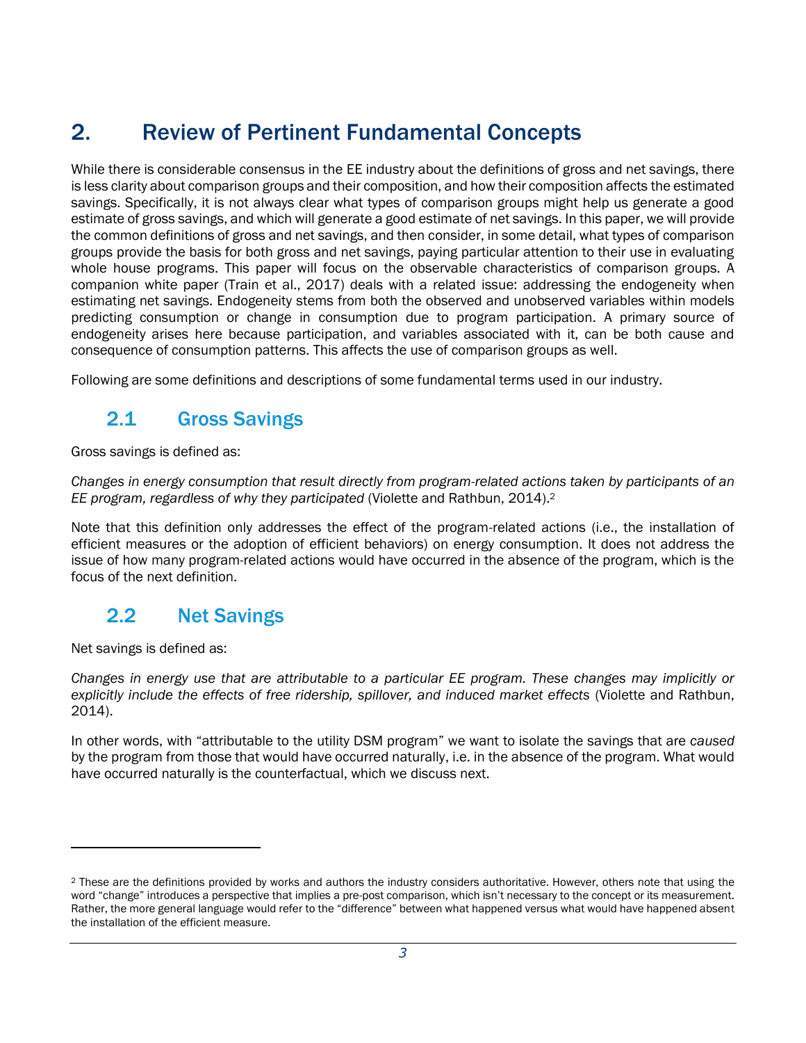# 2. Review of Pertinent Fundamental Concepts

While there is considerable consensus in the EE industry about the definitions of gross and net savings, there is less clarity about comparison groups and their composition, and how their composition affects the estimated savings. Specifically, it is not always clear what types of comparison groups might help us generate a good estimate of gross savings, and which will generate a good estimate of net savings. In this paper, we will provide the common definitions of gross and net savings, and then consider, in some detail, what types of comparison groups provide the basis for both gross and net savings, paying particular attention to their use in evaluating whole house programs. This paper will focus on the observable characteristics of comparison groups. A companion white paper (Train et al., 2017) deals with a related issue: addressing the endogeneity when estimating net savings. Endogeneity stems from both the observed and unobserved variables within models predicting consumption or change in consumption due to program participation. A primary source of endogeneity arises here because participation, and variables associated with it, can be both cause and consequence of consumption patterns. This affects the use of comparison groups as well.

Following are some definitions and descriptions of some fundamental terms used in our industry.

## 2.1 Gross Savings

Gross savings is defined as:

*Changes in energy consumption that result directly from program-related actions taken by participants of an EE program, regardless of why they participated* (Violette and Rathbun, 2014).[2]

Note that this definition only addresses the effect of the program-related actions (i.e., the installation of efficient measures or the adoption of efficient behaviors) on energy consumption. It does not address the issue of how many program-related actions would have occurred in the absence of the program, which is the focus of the next definition.

## 2.2 Net Savings

Net savings is defined as:

*Changes in energy use that are attributable to a particular EE program. These changes may implicitly or explicitly include the effects of free ridership, spillover, and induced market effects* (Violette and Rathbun, 2014).

In other words, with "attributable to the utility DSM program" we want to isolate the savings that are *caused* by the program from those that would have occurred naturally, i.e. in the absence of the program. What would have occurred naturally is the counterfactual, which we discuss next.

---

[2] These are the definitions provided by works and authors the industry considers authoritative. However, others note that using the word "change" introduces a perspective that implies a pre-post comparison, which isn't necessary to the concept or its measurement. Rather, the more general language would refer to the "difference" between what happened versus what would have happened absent the installation of the efficient measure.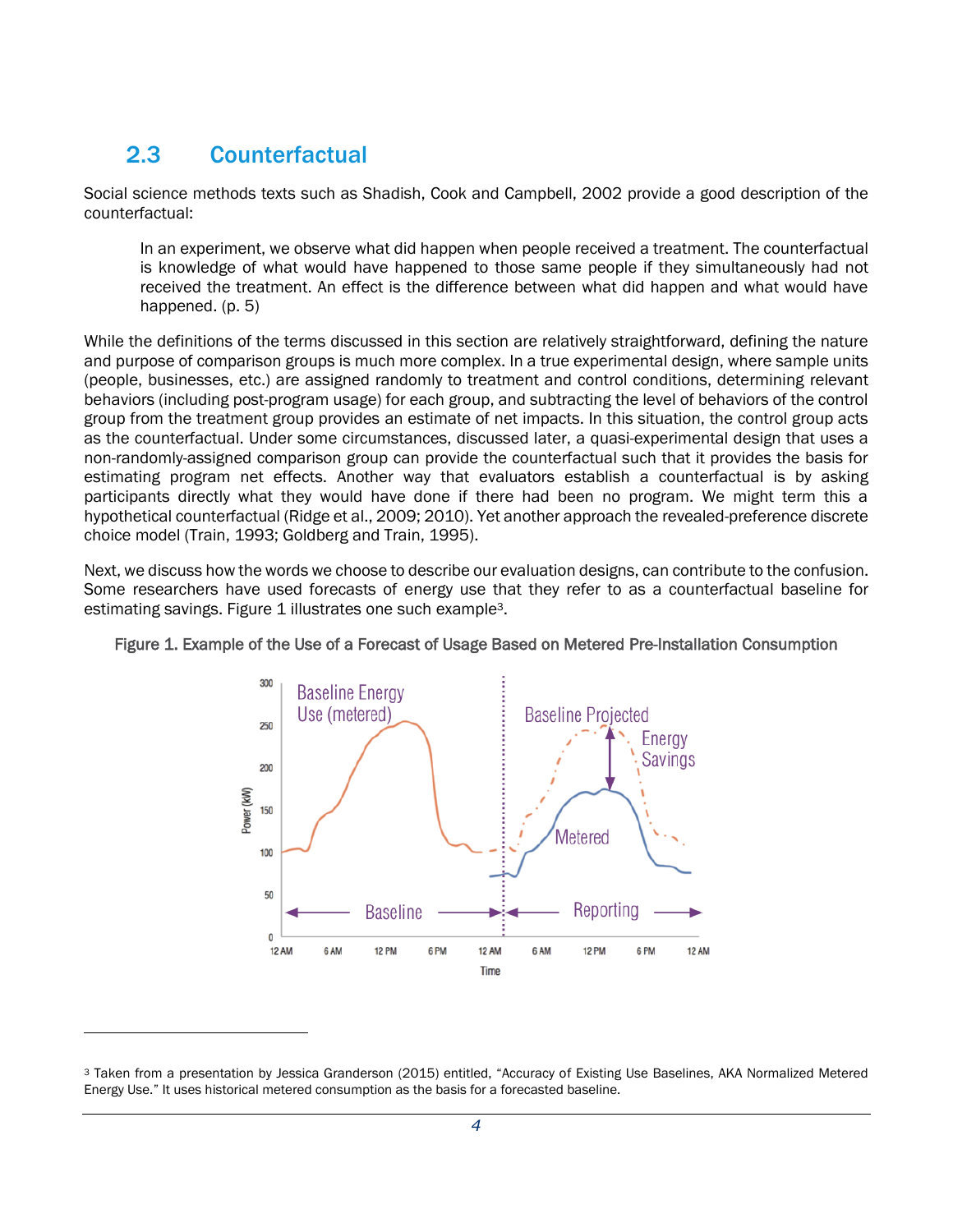## 2.3 Counterfactual

Social science methods texts such as Shadish, Cook and Campbell, 2002 provide a good description of the counterfactual:

> In an experiment, we observe what did happen when people received a treatment. The counterfactual is knowledge of what would have happened to those same people if they simultaneously had not received the treatment. An effect is the difference between what did happen and what would have happened. (p. 5)

While the definitions of the terms discussed in this section are relatively straightforward, defining the nature and purpose of comparison groups is much more complex. In a true experimental design, where sample units (people, businesses, etc.) are assigned randomly to treatment and control conditions, determining relevant behaviors (including post-program usage) for each group, and subtracting the level of behaviors of the control group from the treatment group provides an estimate of net impacts. In this situation, the control group acts as the counterfactual. Under some circumstances, discussed later, a quasi-experimental design that uses a non-randomly-assigned comparison group can provide the counterfactual such that it provides the basis for estimating program net effects. Another way that evaluators establish a counterfactual is by asking participants directly what they would have done if there had been no program. We might term this a hypothetical counterfactual (Ridge et al., 2009; 2010). Yet another approach the revealed-preference discrete choice model (Train, 1993; Goldberg and Train, 1995).

Next, we discuss how the words we choose to describe our evaluation designs, can contribute to the confusion. Some researchers have used forecasts of energy use that they refer to as a counterfactual baseline for estimating savings. Figure 1 illustrates one such example[3].

Figure 1. Example of the Use of a Forecast of Usage Based on Metered Pre-Installation Consumption

[3] Taken from a presentation by Jessica Granderson (2015) entitled, "Accuracy of Existing Use Baselines, AKA Normalized Metered Energy Use." It uses historical metered consumption as the basis for a forecasted baseline.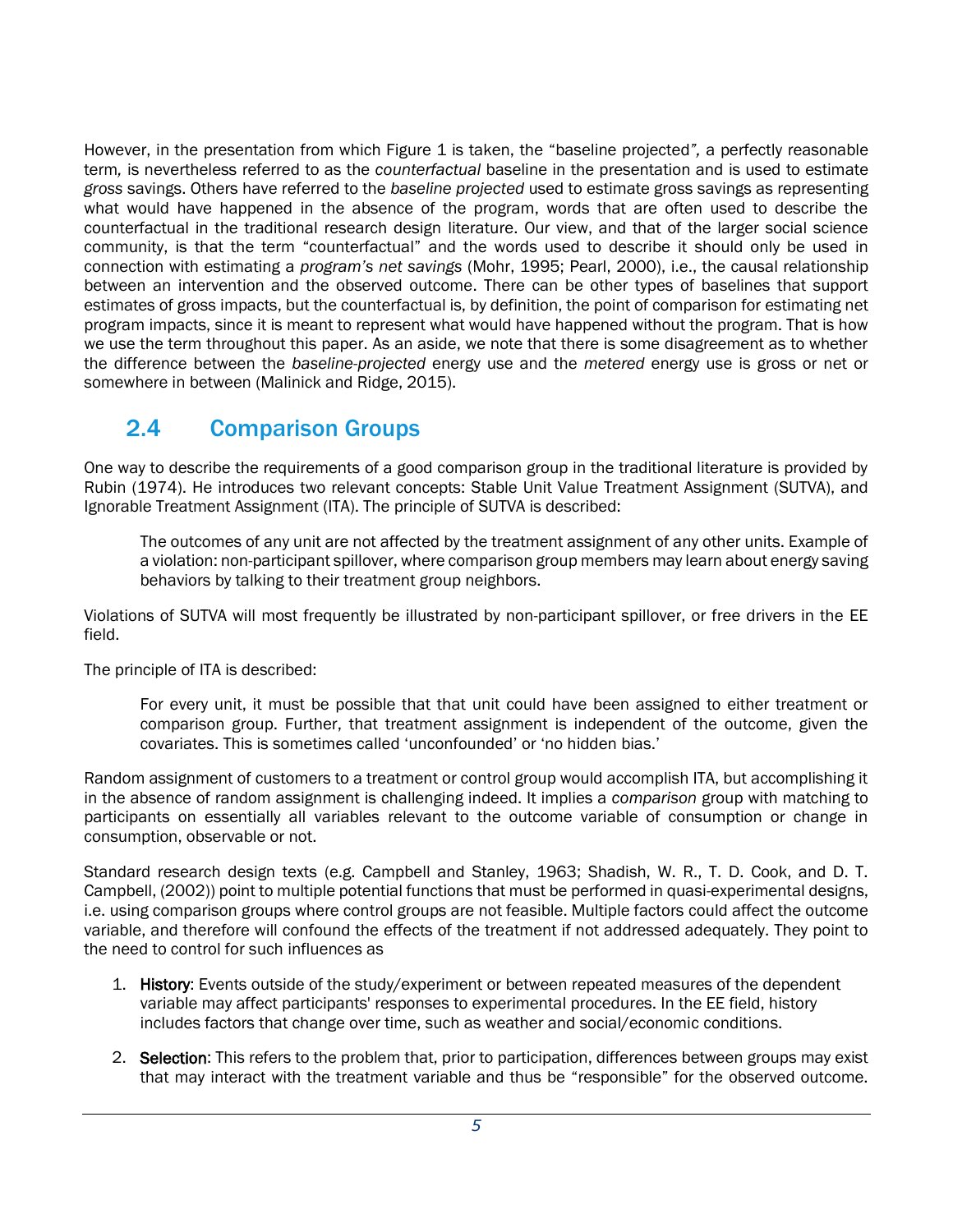However, in the presentation from which Figure 1 is taken, the "baseline projected", a perfectly reasonable term, is nevertheless referred to as the *counterfactual* baseline in the presentation and is used to estimate *gross* savings. Others have referred to the *baseline projected* used to estimate gross savings as representing what would have happened in the absence of the program, words that are often used to describe the counterfactual in the traditional research design literature. Our view, and that of the larger social science community, is that the term "counterfactual" and the words used to describe it should only be used in connection with estimating a *program's net savings* (Mohr, 1995; Pearl, 2000), i.e., the causal relationship between an intervention and the observed outcome. There can be other types of baselines that support estimates of gross impacts, but the counterfactual is, by definition, the point of comparison for estimating net program impacts, since it is meant to represent what would have happened without the program. That is how we use the term throughout this paper. As an aside, we note that there is some disagreement as to whether the difference between the *baseline-projected* energy use and the *metered* energy use is gross or net or somewhere in between (Malinick and Ridge, 2015).

## 2.4 Comparison Groups

One way to describe the requirements of a good comparison group in the traditional literature is provided by Rubin (1974). He introduces two relevant concepts: Stable Unit Value Treatment Assignment (SUTVA), and Ignorable Treatment Assignment (ITA). The principle of SUTVA is described:

> The outcomes of any unit are not affected by the treatment assignment of any other units. Example of a violation: non-participant spillover, where comparison group members may learn about energy saving behaviors by talking to their treatment group neighbors.

Violations of SUTVA will most frequently be illustrated by non-participant spillover, or free drivers in the EE field.

The principle of ITA is described:

> For every unit, it must be possible that that unit could have been assigned to either treatment or comparison group. Further, that treatment assignment is independent of the outcome, given the covariates. This is sometimes called 'unconfounded' or 'no hidden bias.'

Random assignment of customers to a treatment or control group would accomplish ITA, but accomplishing it in the absence of random assignment is challenging indeed. It implies a *comparison* group with matching to participants on essentially all variables relevant to the outcome variable of consumption or change in consumption, observable or not.

Standard research design texts (e.g. Campbell and Stanley, 1963; Shadish, W. R., T. D. Cook, and D. T. Campbell, (2002)) point to multiple potential functions that must be performed in quasi-experimental designs, i.e. using comparison groups where control groups are not feasible. Multiple factors could affect the outcome variable, and therefore will confound the effects of the treatment if not addressed adequately. They point to the need to control for such influences as

1. **History**: Events outside of the study/experiment or between repeated measures of the dependent variable may affect participants' responses to experimental procedures. In the EE field, history includes factors that change over time, such as weather and social/economic conditions.
2. **Selection**: This refers to the problem that, prior to participation, differences between groups may exist that may interact with the treatment variable and thus be "responsible" for the observed outcome.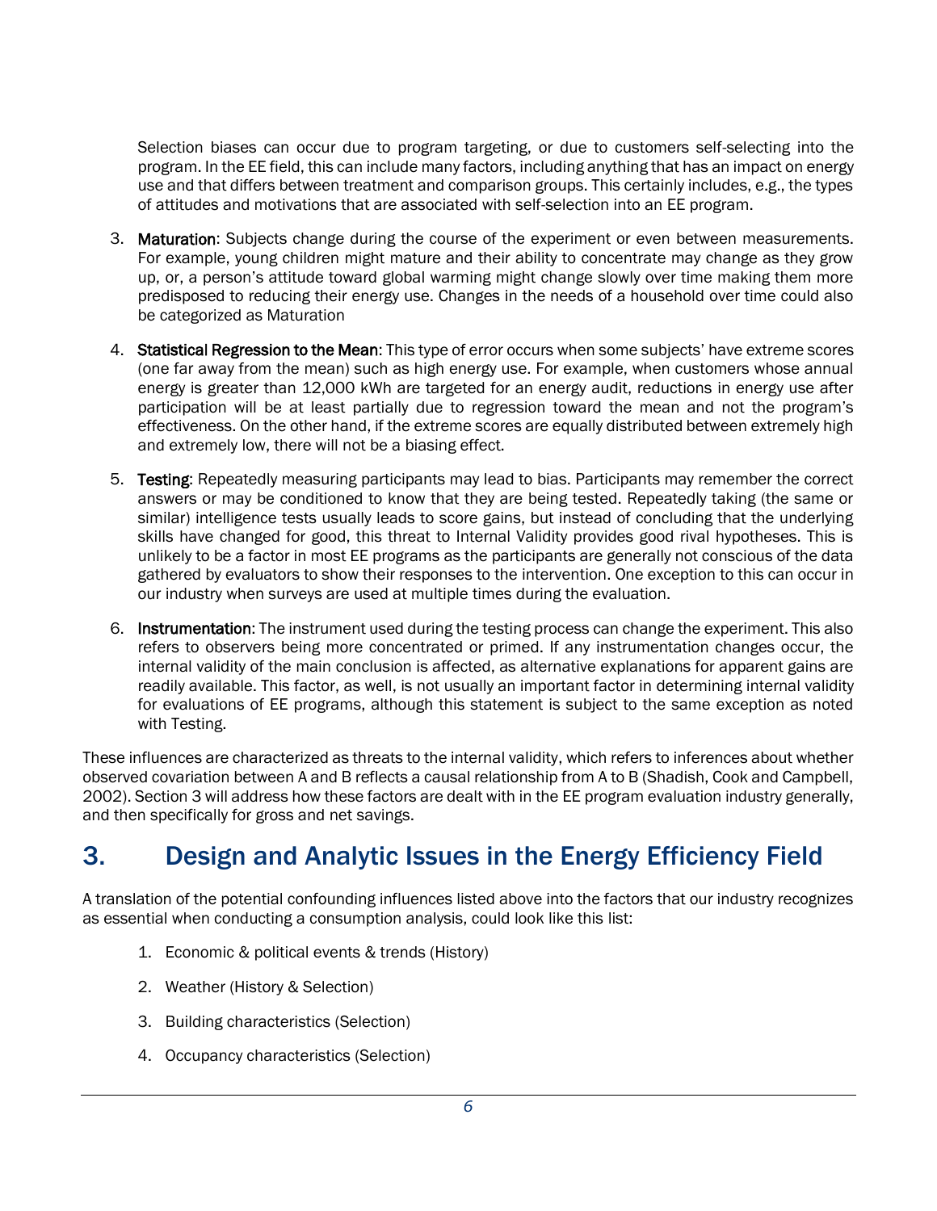Selection biases can occur due to program targeting, or due to customers self-selecting into the program. In the EE field, this can include many factors, including anything that has an impact on energy use and that differs between treatment and comparison groups. This certainly includes, e.g., the types of attitudes and motivations that are associated with self-selection into an EE program.

3. **Maturation**: Subjects change during the course of the experiment or even between measurements. For example, young children might mature and their ability to concentrate may change as they grow up, or, a person's attitude toward global warming might change slowly over time making them more predisposed to reducing their energy use. Changes in the needs of a household over time could also be categorized as Maturation

4. **Statistical Regression to the Mean**: This type of error occurs when some subjects' have extreme scores (one far away from the mean) such as high energy use. For example, when customers whose annual energy is greater than 12,000 kWh are targeted for an energy audit, reductions in energy use after participation will be at least partially due to regression toward the mean and not the program's effectiveness. On the other hand, if the extreme scores are equally distributed between extremely high and extremely low, there will not be a biasing effect.

5. **Testing**: Repeatedly measuring participants may lead to bias. Participants may remember the correct answers or may be conditioned to know that they are being tested. Repeatedly taking (the same or similar) intelligence tests usually leads to score gains, but instead of concluding that the underlying skills have changed for good, this threat to Internal Validity provides good rival hypotheses. This is unlikely to be a factor in most EE programs as the participants are generally not conscious of the data gathered by evaluators to show their responses to the intervention. One exception to this can occur in our industry when surveys are used at multiple times during the evaluation.

6. **Instrumentation**: The instrument used during the testing process can change the experiment. This also refers to observers being more concentrated or primed. If any instrumentation changes occur, the internal validity of the main conclusion is affected, as alternative explanations for apparent gains are readily available. This factor, as well, is not usually an important factor in determining internal validity for evaluations of EE programs, although this statement is subject to the same exception as noted with Testing.

These influences are characterized as threats to the internal validity, which refers to inferences about whether observed covariation between A and B reflects a causal relationship from A to B (Shadish, Cook and Campbell, 2002). Section 3 will address how these factors are dealt with in the EE program evaluation industry generally, and then specifically for gross and net savings.

# 3. Design and Analytic Issues in the Energy Efficiency Field

A translation of the potential confounding influences listed above into the factors that our industry recognizes as essential when conducting a consumption analysis, could look like this list:

1. Economic & political events & trends (History)
2. Weather (History & Selection)
3. Building characteristics (Selection)
4. Occupancy characteristics (Selection)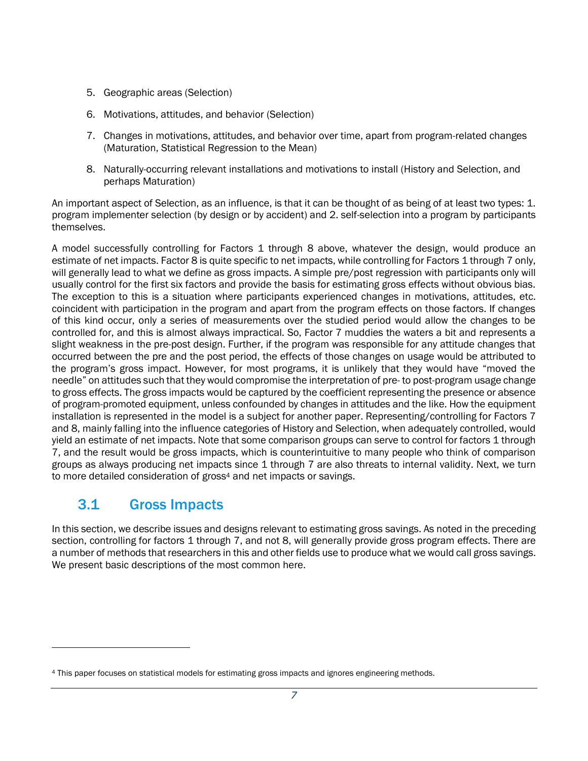5. Geographic areas (Selection)
6. Motivations, attitudes, and behavior (Selection)
7. Changes in motivations, attitudes, and behavior over time, apart from program-related changes (Maturation, Statistical Regression to the Mean)
8. Naturally-occurring relevant installations and motivations to install (History and Selection, and perhaps Maturation)

An important aspect of Selection, as an influence, is that it can be thought of as being of at least two types: 1. program implementer selection (by design or by accident) and 2. self-selection into a program by participants themselves.

A model successfully controlling for Factors 1 through 8 above, whatever the design, would produce an estimate of net impacts. Factor 8 is quite specific to net impacts, while controlling for Factors 1 through 7 only, will generally lead to what we define as gross impacts. A simple pre/post regression with participants only will usually control for the first six factors and provide the basis for estimating gross effects without obvious bias. The exception to this is a situation where participants experienced changes in motivations, attitudes, etc. coincident with participation in the program and apart from the program effects on those factors. If changes of this kind occur, only a series of measurements over the studied period would allow the changes to be controlled for, and this is almost always impractical. So, Factor 7 muddies the waters a bit and represents a slight weakness in the pre-post design. Further, if the program was responsible for any attitude changes that occurred between the pre and the post period, the effects of those changes on usage would be attributed to the program's gross impact. However, for most programs, it is unlikely that they would have "moved the needle" on attitudes such that they would compromise the interpretation of pre- to post-program usage change to gross effects. The gross impacts would be captured by the coefficient representing the presence or absence of program-promoted equipment, unless confounded by changes in attitudes and the like. How the equipment installation is represented in the model is a subject for another paper. Representing/controlling for Factors 7 and 8, mainly falling into the influence categories of History and Selection, when adequately controlled, would yield an estimate of net impacts. Note that some comparison groups can serve to control for factors 1 through 7, and the result would be gross impacts, which is counterintuitive to many people who think of comparison groups as always producing net impacts since 1 through 7 are also threats to internal validity. Next, we turn to more detailed consideration of gross[4] and net impacts or savings.

## 3.1 Gross Impacts

In this section, we describe issues and designs relevant to estimating gross savings. As noted in the preceding section, controlling for factors 1 through 7, and not 8, will generally provide gross program effects. There are a number of methods that researchers in this and other fields use to produce what we would call gross savings. We present basic descriptions of the most common here.

[4] This paper focuses on statistical models for estimating gross impacts and ignores engineering methods.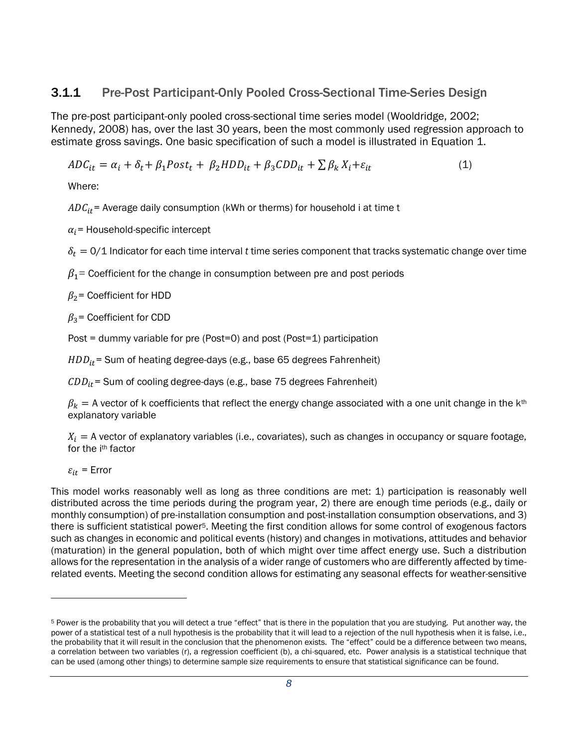### 3.1.1 Pre-Post Participant-Only Pooled Cross-Sectional Time-Series Design

The pre-post participant-only pooled cross-sectional time series model (Wooldridge, 2002; Kennedy, 2008) has, over the last 30 years, been the most commonly used regression approach to estimate gross savings. One basic specification of such a model is illustrated in Equation 1.

$$ADC_{it} = \alpha_i + \delta_t + \beta_1 Post_t + \beta_2 HDD_{it} + \beta_3 CDD_{it} + \sum \beta_k X_i + \varepsilon_{it} \quad (1)$$

Where:

$ADC_{it}$ = Average daily consumption (kWh or therms) for household i at time t

$\alpha_i$ = Household-specific intercept

$\delta_t$ = 0/1 Indicator for each time interval *t* time series component that tracks systematic change over time

$\beta_1$ = Coefficient for the change in consumption between pre and post periods

$\beta_2$ = Coefficient for HDD

$\beta_3$ = Coefficient for CDD

Post = dummy variable for pre (Post=0) and post (Post=1) participation

$HDD_{it}$ = Sum of heating degree-days (e.g., base 65 degrees Fahrenheit)

$CDD_{it}$ = Sum of cooling degree-days (e.g., base 75 degrees Fahrenheit)

$\beta_k$ = A vector of k coefficients that reflect the energy change associated with a one unit change in the $k^{th}$ explanatory variable

$X_i$ = A vector of explanatory variables (i.e., covariates), such as changes in occupancy or square footage, for the $i^{th}$ factor

$\varepsilon_{it}$ = Error

This model works reasonably well as long as three conditions are met: 1) participation is reasonably well distributed across the time periods during the program year, 2) there are enough time periods (e.g., daily or monthly consumption) of pre-installation consumption and post-installation consumption observations, and 3) there is sufficient statistical power[5]. Meeting the first condition allows for some control of exogenous factors such as changes in economic and political events (history) and changes in motivations, attitudes and behavior (maturation) in the general population, both of which might over time affect energy use. Such a distribution allows for the representation in the analysis of a wider range of customers who are differently affected by time-related events. Meeting the second condition allows for estimating any seasonal effects for weather-sensitive

[5] Power is the probability that you will detect a true "effect" that is there in the population that you are studying. Put another way, the power of a statistical test of a null hypothesis is the probability that it will lead to a rejection of the null hypothesis when it is false, i.e., the probability that it will result in the conclusion that the phenomenon exists. The "effect" could be a difference between two means, a correlation between two variables (r), a regression coefficient (b), a chi-squared, etc. Power analysis is a statistical technique that can be used (among other things) to determine sample size requirements to ensure that statistical significance can be found.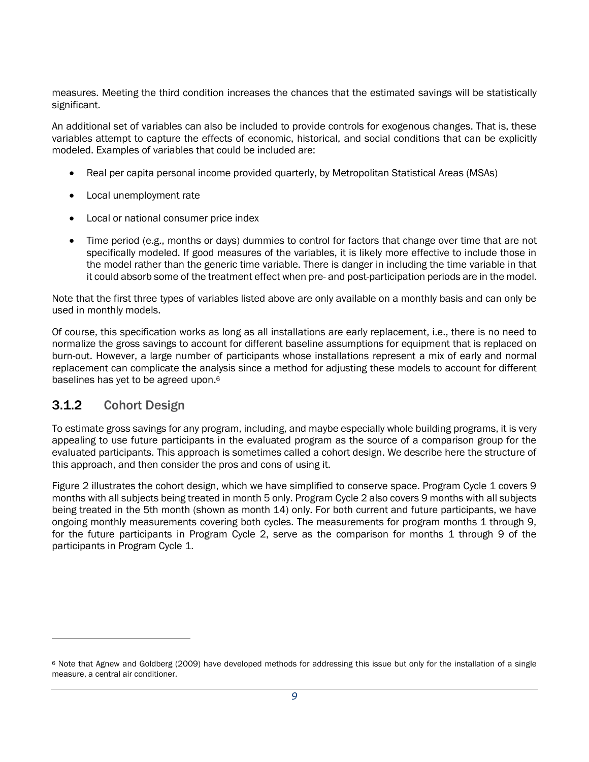measures. Meeting the third condition increases the chances that the estimated savings will be statistically significant.

An additional set of variables can also be included to provide controls for exogenous changes. That is, these variables attempt to capture the effects of economic, historical, and social conditions that can be explicitly modeled. Examples of variables that could be included are:

- Real per capita personal income provided quarterly, by Metropolitan Statistical Areas (MSAs)
- Local unemployment rate
- Local or national consumer price index
- Time period (e.g., months or days) dummies to control for factors that change over time that are not specifically modeled. If good measures of the variables, it is likely more effective to include those in the model rather than the generic time variable. There is danger in including the time variable in that it could absorb some of the treatment effect when pre- and post-participation periods are in the model.

Note that the first three types of variables listed above are only available on a monthly basis and can only be used in monthly models.

Of course, this specification works as long as all installations are early replacement, i.e., there is no need to normalize the gross savings to account for different baseline assumptions for equipment that is replaced on burn-out. However, a large number of participants whose installations represent a mix of early and normal replacement can complicate the analysis since a method for adjusting these models to account for different baselines has yet to be agreed upon.[6]

### 3.1.2 Cohort Design

To estimate gross savings for any program, including, and maybe especially whole building programs, it is very appealing to use future participants in the evaluated program as the source of a comparison group for the evaluated participants. This approach is sometimes called a cohort design. We describe here the structure of this approach, and then consider the pros and cons of using it.

Figure 2 illustrates the cohort design, which we have simplified to conserve space. Program Cycle 1 covers 9 months with all subjects being treated in month 5 only. Program Cycle 2 also covers 9 months with all subjects being treated in the 5th month (shown as month 14) only. For both current and future participants, we have ongoing monthly measurements covering both cycles. The measurements for program months 1 through 9, for the future participants in Program Cycle 2, serve as the comparison for months 1 through 9 of the participants in Program Cycle 1.

[6] Note that Agnew and Goldberg (2009) have developed methods for addressing this issue but only for the installation of a single measure, a central air conditioner.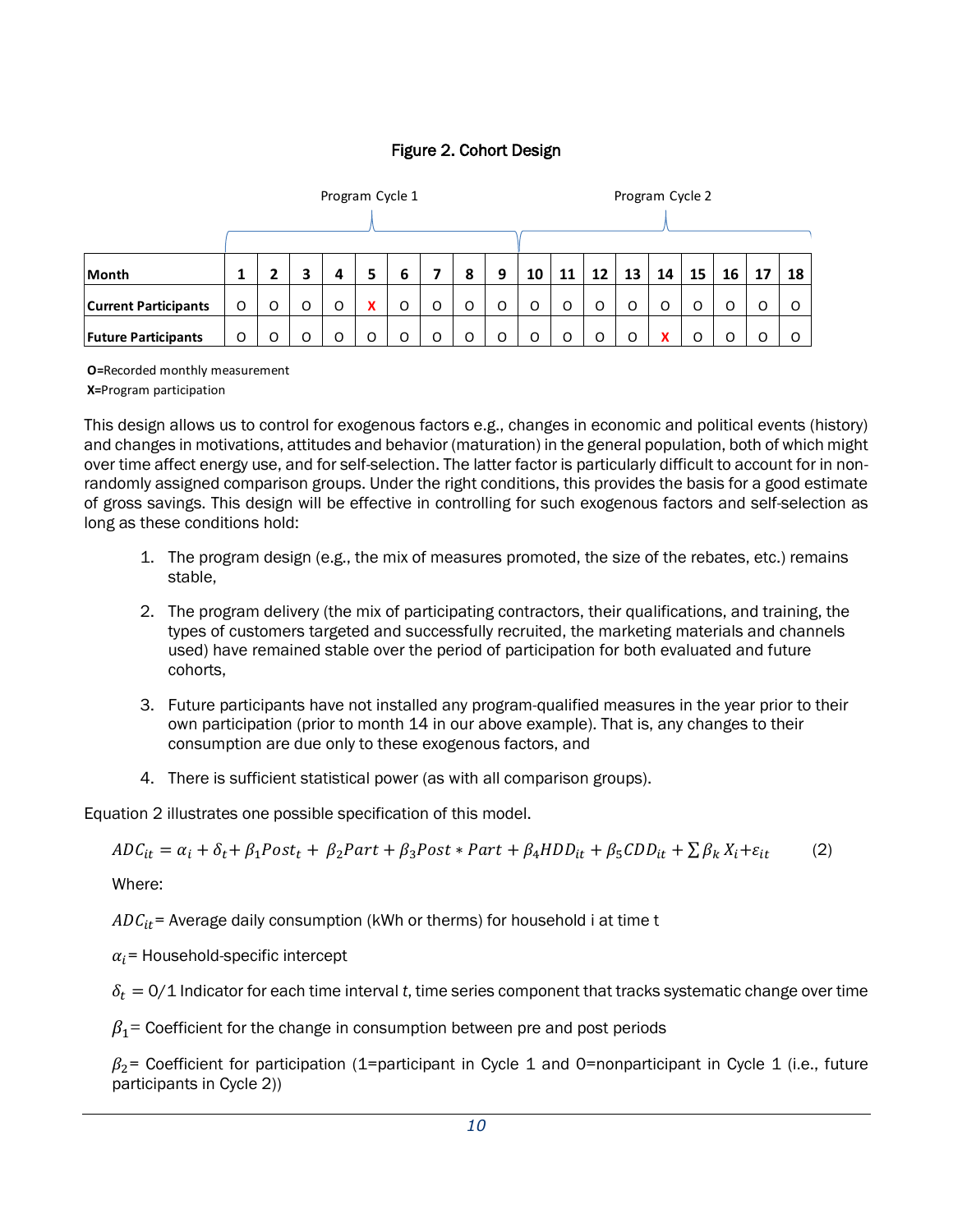## Figure 2. Cohort Design

| | Program Cycle 1 | | | | | | | | | Program Cycle 2 | | | | | | | | |
|---|---|---|---|---|---|---|---|---|---|---|---|---|---|---|---|---|---|---|
| **Month** | **1** | **2** | **3** | **4** | **5** | **6** | **7** | **8** | **9** | **10** | **11** | **12** | **13** | **14** | **15** | **16** | **17** | **18** |
| **Current Participants** | O | O | O | O | X | O | O | O | O | O | O | O | O | O | O | O | O | O |
| **Future Participants** | O | O | O | O | O | O | O | O | O | O | O | O | O | X | O | O | O | O |

**O**=Recorded monthly measurement

**X**=Program participation

This design allows us to control for exogenous factors e.g., changes in economic and political events (history) and changes in motivations, attitudes and behavior (maturation) in the general population, both of which might over time affect energy use, and for self-selection. The latter factor is particularly difficult to account for in non-randomly assigned comparison groups. Under the right conditions, this provides the basis for a good estimate of gross savings. This design will be effective in controlling for such exogenous factors and self-selection as long as these conditions hold:

1. The program design (e.g., the mix of measures promoted, the size of the rebates, etc.) remains stable,
2. The program delivery (the mix of participating contractors, their qualifications, and training, the types of customers targeted and successfully recruited, the marketing materials and channels used) have remained stable over the period of participation for both evaluated and future cohorts,
3. Future participants have not installed any program-qualified measures in the year prior to their own participation (prior to month 14 in our above example). That is, any changes to their consumption are due only to these exogenous factors, and
4. There is sufficient statistical power (as with all comparison groups).

Equation 2 illustrates one possible specification of this model.

$$ADC_{it} = \alpha_i + \delta_t + \beta_1 Post_t + \beta_2 Part + \beta_3 Post * Part + \beta_4 HDD_{it} + \beta_5 CDD_{it} + \sum \beta_k X_i + \varepsilon_{it} \qquad (2)$$

Where:

$ADC_{it}$= Average daily consumption (kWh or therms) for household i at time t

$\alpha_i$= Household-specific intercept

$\delta_t$ = 0/1 Indicator for each time interval *t*, time series component that tracks systematic change over time

$\beta_1$= Coefficient for the change in consumption between pre and post periods

$\beta_2$= Coefficient for participation (1=participant in Cycle 1 and 0=nonparticipant in Cycle 1 (i.e., future participants in Cycle 2))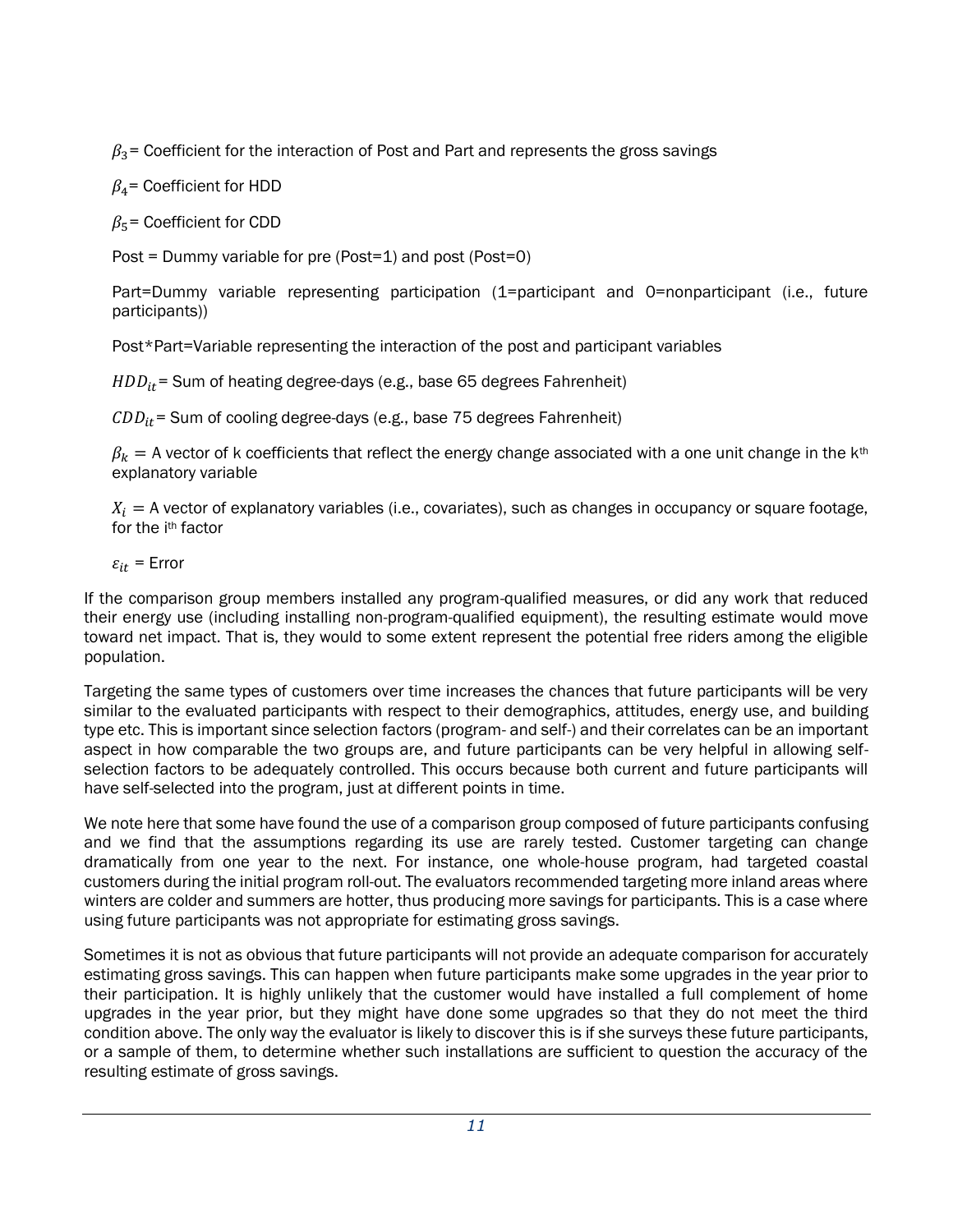$\beta_3$= Coefficient for the interaction of Post and Part and represents the gross savings

$\beta_4$= Coefficient for HDD

$\beta_5$= Coefficient for CDD

Post = Dummy variable for pre (Post=1) and post (Post=0)

Part=Dummy variable representing participation (1=participant and 0=nonparticipant (i.e., future participants))

Post*Part=Variable representing the interaction of the post and participant variables

$HDD_{it}$= Sum of heating degree-days (e.g., base 65 degrees Fahrenheit)

$CDD_{it}$= Sum of cooling degree-days (e.g., base 75 degrees Fahrenheit)

$\beta_k$ = A vector of k coefficients that reflect the energy change associated with a one unit change in the $k^{th}$ explanatory variable

$X_i$ = A vector of explanatory variables (i.e., covariates), such as changes in occupancy or square footage, for the $i^{th}$ factor

$\varepsilon_{it}$ = Error

If the comparison group members installed any program-qualified measures, or did any work that reduced their energy use (including installing non-program-qualified equipment), the resulting estimate would move toward net impact. That is, they would to some extent represent the potential free riders among the eligible population.

Targeting the same types of customers over time increases the chances that future participants will be very similar to the evaluated participants with respect to their demographics, attitudes, energy use, and building type etc. This is important since selection factors (program- and self-) and their correlates can be an important aspect in how comparable the two groups are, and future participants can be very helpful in allowing self-selection factors to be adequately controlled. This occurs because both current and future participants will have self-selected into the program, just at different points in time.

We note here that some have found the use of a comparison group composed of future participants confusing and we find that the assumptions regarding its use are rarely tested. Customer targeting can change dramatically from one year to the next. For instance, one whole-house program, had targeted coastal customers during the initial program roll-out. The evaluators recommended targeting more inland areas where winters are colder and summers are hotter, thus producing more savings for participants. This is a case where using future participants was not appropriate for estimating gross savings.

Sometimes it is not as obvious that future participants will not provide an adequate comparison for accurately estimating gross savings. This can happen when future participants make some upgrades in the year prior to their participation. It is highly unlikely that the customer would have installed a full complement of home upgrades in the year prior, but they might have done some upgrades so that they do not meet the third condition above. The only way the evaluator is likely to discover this is if she surveys these future participants, or a sample of them, to determine whether such installations are sufficient to question the accuracy of the resulting estimate of gross savings.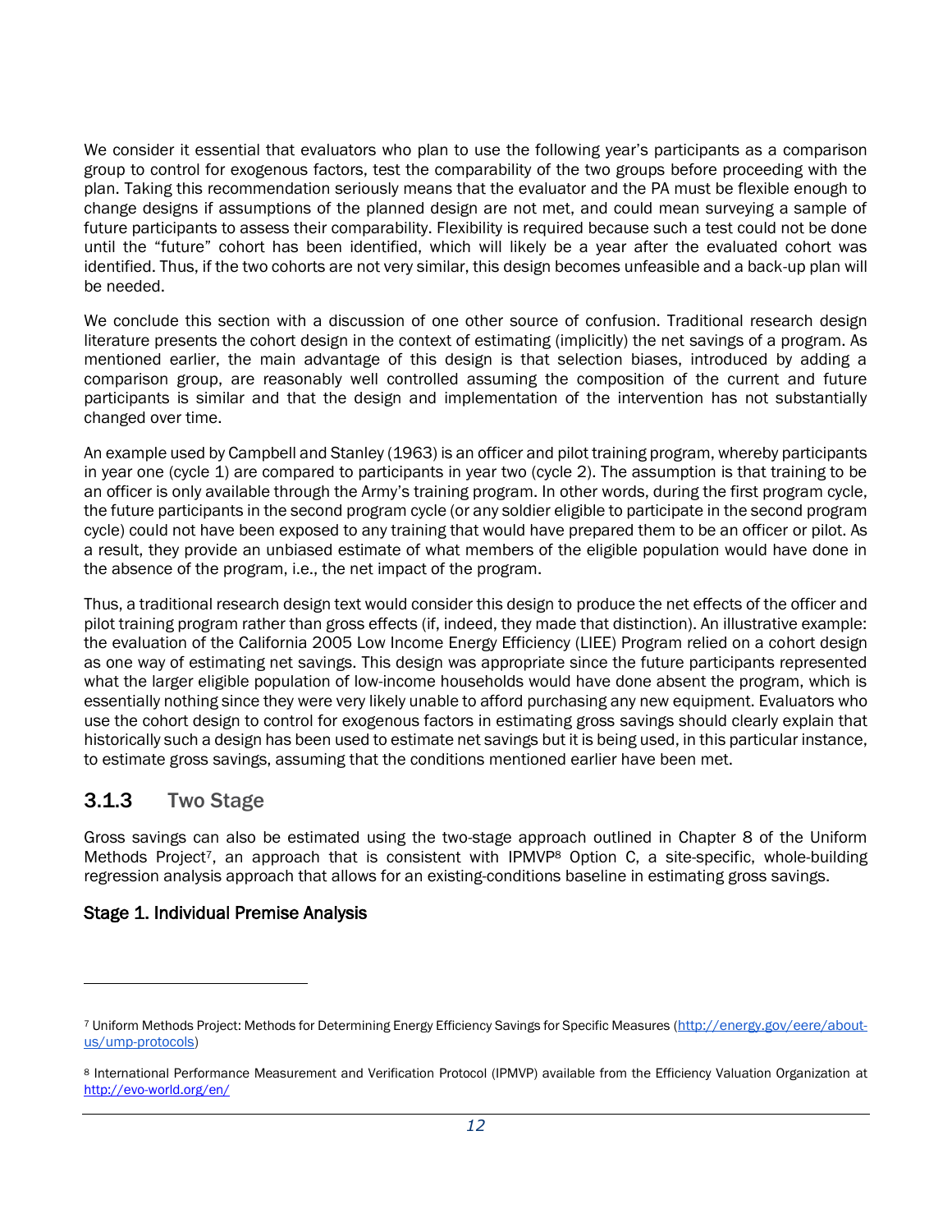We consider it essential that evaluators who plan to use the following year's participants as a comparison group to control for exogenous factors, test the comparability of the two groups before proceeding with the plan. Taking this recommendation seriously means that the evaluator and the PA must be flexible enough to change designs if assumptions of the planned design are not met, and could mean surveying a sample of future participants to assess their comparability. Flexibility is required because such a test could not be done until the "future" cohort has been identified, which will likely be a year after the evaluated cohort was identified. Thus, if the two cohorts are not very similar, this design becomes unfeasible and a back-up plan will be needed.

We conclude this section with a discussion of one other source of confusion. Traditional research design literature presents the cohort design in the context of estimating (implicitly) the net savings of a program. As mentioned earlier, the main advantage of this design is that selection biases, introduced by adding a comparison group, are reasonably well controlled assuming the composition of the current and future participants is similar and that the design and implementation of the intervention has not substantially changed over time.

An example used by Campbell and Stanley (1963) is an officer and pilot training program, whereby participants in year one (cycle 1) are compared to participants in year two (cycle 2). The assumption is that training to be an officer is only available through the Army's training program. In other words, during the first program cycle, the future participants in the second program cycle (or any soldier eligible to participate in the second program cycle) could not have been exposed to any training that would have prepared them to be an officer or pilot. As a result, they provide an unbiased estimate of what members of the eligible population would have done in the absence of the program, i.e., the net impact of the program.

Thus, a traditional research design text would consider this design to produce the net effects of the officer and pilot training program rather than gross effects (if, indeed, they made that distinction). An illustrative example: the evaluation of the California 2005 Low Income Energy Efficiency (LIEE) Program relied on a cohort design as one way of estimating net savings. This design was appropriate since the future participants represented what the larger eligible population of low-income households would have done absent the program, which is essentially nothing since they were very likely unable to afford purchasing any new equipment. Evaluators who use the cohort design to control for exogenous factors in estimating gross savings should clearly explain that historically such a design has been used to estimate net savings but it is being used, in this particular instance, to estimate gross savings, assuming that the conditions mentioned earlier have been met.

### 3.1.3 Two Stage

Gross savings can also be estimated using the two-stage approach outlined in Chapter 8 of the Uniform Methods Project[7], an approach that is consistent with IPMVP[8] Option C, a site-specific, whole-building regression analysis approach that allows for an existing-conditions baseline in estimating gross savings.

#### Stage 1. Individual Premise Analysis

---

[7] Uniform Methods Project: Methods for Determining Energy Efficiency Savings for Specific Measures (http://energy.gov/eere/about-us/ump-protocols)

[8] International Performance Measurement and Verification Protocol (IPMVP) available from the Efficiency Valuation Organization at http://evo-world.org/en/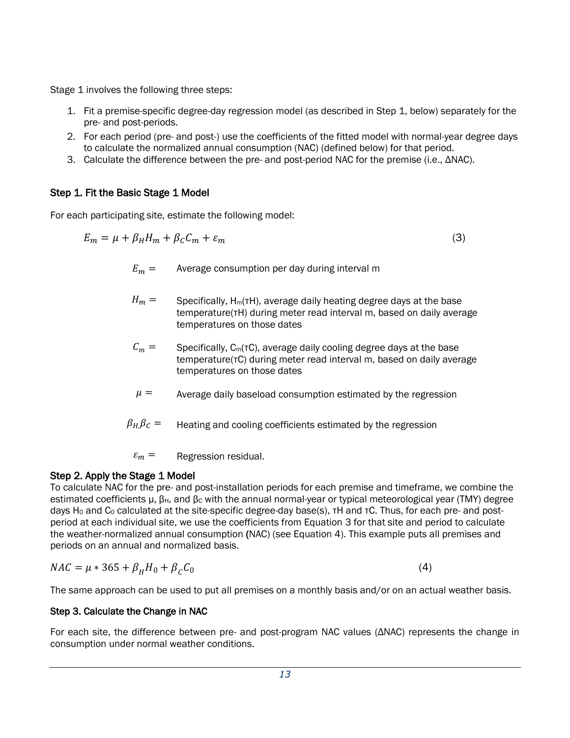Stage 1 involves the following three steps:

1. Fit a premise-specific degree-day regression model (as described in Step 1, below) separately for the pre- and post-periods.
2. For each period (pre- and post-) use the coefficients of the fitted model with normal-year degree days to calculate the normalized annual consumption (NAC) (defined below) for that period.
3. Calculate the difference between the pre- and post-period NAC for the premise (i.e., ΔNAC).

### Step 1. Fit the Basic Stage 1 Model

For each participating site, estimate the following model:

$$E_m = \mu + \beta_H H_m + \beta_C C_m + \varepsilon_m \tag{3}$$

$E_m =$ Average consumption per day during interval m

$H_m =$ Specifically, $H_m(\tau H)$, average daily heating degree days at the base temperature($\tau H$) during meter read interval m, based on daily average temperatures on those dates

$C_m =$ Specifically, $C_m(\tau C)$, average daily cooling degree days at the base temperature($\tau C$) during meter read interval m, based on daily average temperatures on those dates

$\mu =$ Average daily baseload consumption estimated by the regression

$\beta_H, \beta_C =$ Heating and cooling coefficients estimated by the regression

$\varepsilon_m =$ Regression residual.

### Step 2. Apply the Stage 1 Model

To calculate NAC for the pre- and post-installation periods for each premise and timeframe, we combine the estimated coefficients μ, $\beta_H$, and $\beta_C$ with the annual normal-year or typical meteorological year (TMY) degree days $H_0$ and $C_0$ calculated at the site-specific degree-day base(s), τH and τC. Thus, for each pre- and post-period at each individual site, we use the coefficients from Equation 3 for that site and period to calculate the weather-normalized annual consumption (NAC) (see Equation 4). This example puts all premises and periods on an annual and normalized basis.

$$NAC = \mu * 365 + \beta_H H_0 + \beta_C C_0 \tag{4}$$

The same approach can be used to put all premises on a monthly basis and/or on an actual weather basis.

### Step 3. Calculate the Change in NAC

For each site, the difference between pre- and post-program NAC values (ΔNAC) represents the change in consumption under normal weather conditions.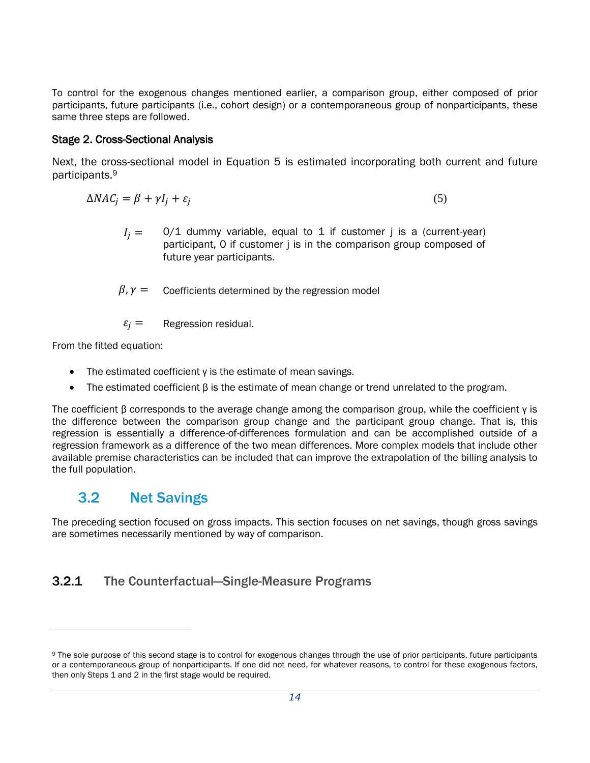To control for the exogenous changes mentioned earlier, a comparison group, either composed of prior participants, future participants (i.e., cohort design) or a contemporaneous group of nonparticipants, these same three steps are followed.

#### Stage 2. Cross-Sectional Analysis

Next, the cross-sectional model in Equation 5 is estimated incorporating both current and future participants.[9]

$$\Delta NAC_j = \beta + \gamma I_j + \varepsilon_j \tag{5}$$

$I_j =$ 0/1 dummy variable, equal to 1 if customer j is a (current-year) participant, 0 if customer j is in the comparison group composed of future year participants.

$\beta, \gamma =$ Coefficients determined by the regression model

$\varepsilon_j =$ Regression residual.

From the fitted equation:

- The estimated coefficient γ is the estimate of mean savings.
- The estimated coefficient β is the estimate of mean change or trend unrelated to the program.

The coefficient β corresponds to the average change among the comparison group, while the coefficient γ is the difference between the comparison group change and the participant group change. That is, this regression is essentially a difference-of-differences formulation and can be accomplished outside of a regression framework as a difference of the two mean differences. More complex models that include other available premise characteristics can be included that can improve the extrapolation of the billing analysis to the full population.

## 3.2 Net Savings

The preceding section focused on gross impacts. This section focuses on net savings, though gross savings are sometimes necessarily mentioned by way of comparison.

### 3.2.1 The Counterfactual—Single-Measure Programs

[9] The sole purpose of this second stage is to control for exogenous changes through the use of prior participants, future participants or a contemporaneous group of nonparticipants. If one did not need, for whatever reasons, to control for these exogenous factors, then only Steps 1 and 2 in the first stage would be required.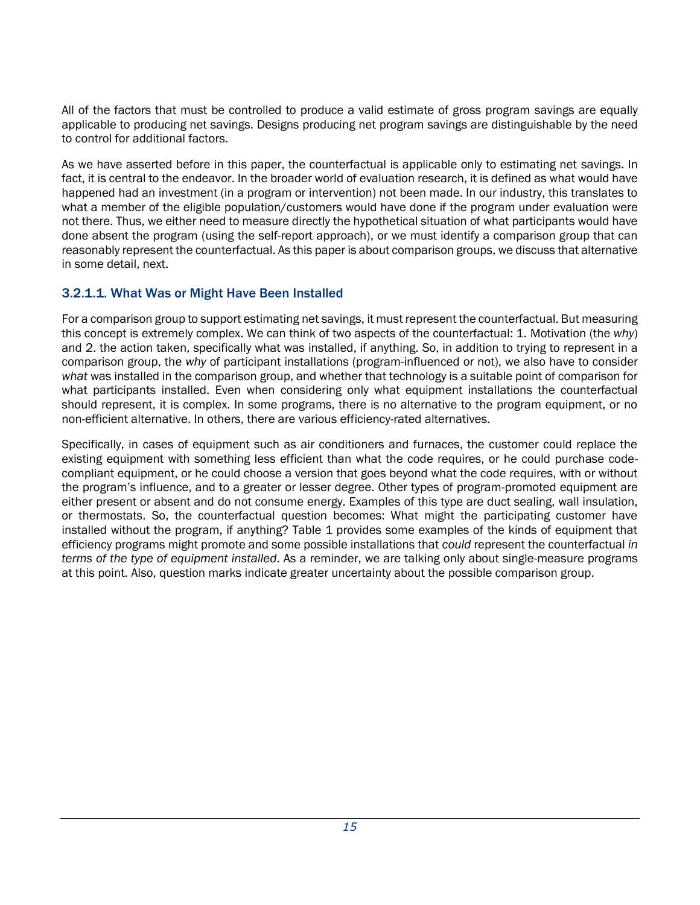All of the factors that must be controlled to produce a valid estimate of gross program savings are equally applicable to producing net savings. Designs producing net program savings are distinguishable by the need to control for additional factors.

As we have asserted before in this paper, the counterfactual is applicable only to estimating net savings. In fact, it is central to the endeavor. In the broader world of evaluation research, it is defined as what would have happened had an investment (in a program or intervention) not been made. In our industry, this translates to what a member of the eligible population/customers would have done if the program under evaluation were not there. Thus, we either need to measure directly the hypothetical situation of what participants would have done absent the program (using the self-report approach), or we must identify a comparison group that can reasonably represent the counterfactual. As this paper is about comparison groups, we discuss that alternative in some detail, next.

#### 3.2.1.1. What Was or Might Have Been Installed

For a comparison group to support estimating net savings, it must represent the counterfactual. But measuring this concept is extremely complex. We can think of two aspects of the counterfactual: 1. Motivation (the *why*) and 2. the action taken, specifically what was installed, if anything. So, in addition to trying to represent in a comparison group, the *why* of participant installations (program-influenced or not), we also have to consider *what* was installed in the comparison group, and whether that technology is a suitable point of comparison for what participants installed. Even when considering only what equipment installations the counterfactual should represent, it is complex. In some programs, there is no alternative to the program equipment, or no non-efficient alternative. In others, there are various efficiency-rated alternatives.

Specifically, in cases of equipment such as air conditioners and furnaces, the customer could replace the existing equipment with something less efficient than what the code requires, or he could purchase code-compliant equipment, or he could choose a version that goes beyond what the code requires, with or without the program's influence, and to a greater or lesser degree. Other types of program-promoted equipment are either present or absent and do not consume energy. Examples of this type are duct sealing, wall insulation, or thermostats. So, the counterfactual question becomes: What might the participating customer have installed without the program, if anything? Table 1 provides some examples of the kinds of equipment that efficiency programs might promote and some possible installations that *could* represent the counterfactual *in terms of the type of equipment installed*. As a reminder, we are talking only about single-measure programs at this point. Also, question marks indicate greater uncertainty about the possible comparison group.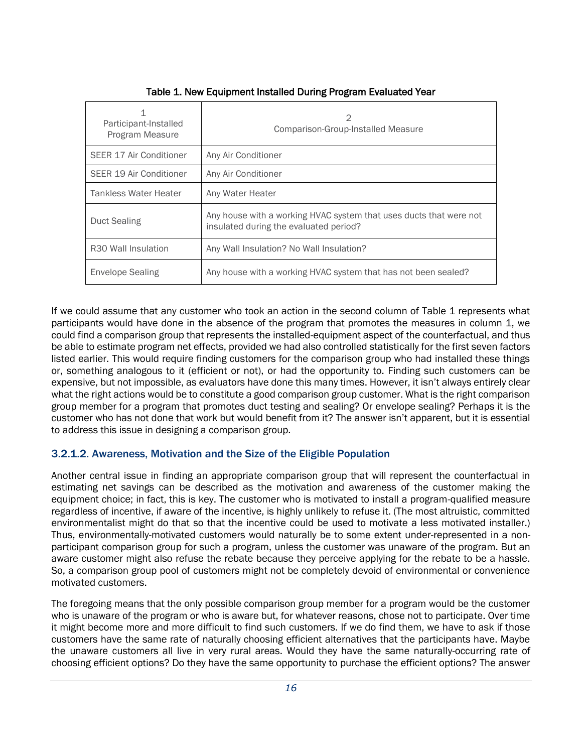Table 1. New Equipment Installed During Program Evaluated Year

| 1<br>Participant-Installed Program Measure | 2<br>Comparison-Group-Installed Measure |
|---|---|
| SEER 17 Air Conditioner | Any Air Conditioner |
| SEER 19 Air Conditioner | Any Air Conditioner |
| Tankless Water Heater | Any Water Heater |
| Duct Sealing | Any house with a working HVAC system that uses ducts that were not insulated during the evaluated period? |
| R30 Wall Insulation | Any Wall Insulation? No Wall Insulation? |
| Envelope Sealing | Any house with a working HVAC system that has not been sealed? |

If we could assume that any customer who took an action in the second column of Table 1 represents what participants would have done in the absence of the program that promotes the measures in column 1, we could find a comparison group that represents the installed-equipment aspect of the counterfactual, and thus be able to estimate program net effects, provided we had also controlled statistically for the first seven factors listed earlier. This would require finding customers for the comparison group who had installed these things or, something analogous to it (efficient or not), or had the opportunity to. Finding such customers can be expensive, but not impossible, as evaluators have done this many times. However, it isn't always entirely clear what the right actions would be to constitute a good comparison group customer. What is the right comparison group member for a program that promotes duct testing and sealing? Or envelope sealing? Perhaps it is the customer who has not done that work but would benefit from it? The answer isn't apparent, but it is essential to address this issue in designing a comparison group.

### 3.2.1.2. Awareness, Motivation and the Size of the Eligible Population

Another central issue in finding an appropriate comparison group that will represent the counterfactual in estimating net savings can be described as the motivation and awareness of the customer making the equipment choice; in fact, this is key. The customer who is motivated to install a program-qualified measure regardless of incentive, if aware of the incentive, is highly unlikely to refuse it. (The most altruistic, committed environmentalist might do that so that the incentive could be used to motivate a less motivated installer.) Thus, environmentally-motivated customers would naturally be to some extent under-represented in a non-participant comparison group for such a program, unless the customer was unaware of the program. But an aware customer might also refuse the rebate because they perceive applying for the rebate to be a hassle. So, a comparison group pool of customers might not be completely devoid of environmental or convenience motivated customers.

The foregoing means that the only possible comparison group member for a program would be the customer who is unaware of the program or who is aware but, for whatever reasons, chose not to participate. Over time it might become more and more difficult to find such customers. If we do find them, we have to ask if those customers have the same rate of naturally choosing efficient alternatives that the participants have. Maybe the unaware customers all live in very rural areas. Would they have the same naturally-occurring rate of choosing efficient options? Do they have the same opportunity to purchase the efficient options? The answer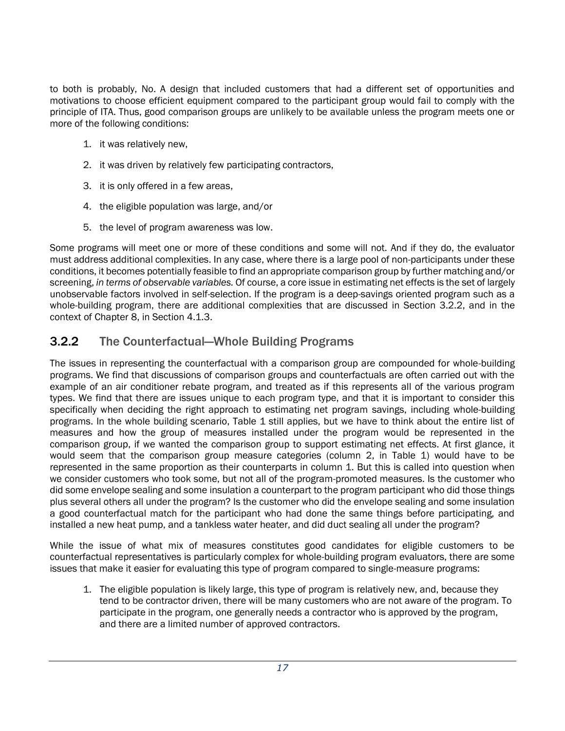to both is probably, No. A design that included customers that had a different set of opportunities and motivations to choose efficient equipment compared to the participant group would fail to comply with the principle of ITA. Thus, good comparison groups are unlikely to be available unless the program meets one or more of the following conditions:

1. it was relatively new,
2. it was driven by relatively few participating contractors,
3. it is only offered in a few areas,
4. the eligible population was large, and/or
5. the level of program awareness was low.

Some programs will meet one or more of these conditions and some will not. And if they do, the evaluator must address additional complexities. In any case, where there is a large pool of non-participants under these conditions, it becomes potentially feasible to find an appropriate comparison group by further matching and/or screening, *in terms of observable variables.* Of course, a core issue in estimating net effects is the set of largely unobservable factors involved in self-selection. If the program is a deep-savings oriented program such as a whole-building program, there are additional complexities that are discussed in Section 3.2.2, and in the context of Chapter 8, in Section 4.1.3.

### 3.2.2 The Counterfactual—Whole Building Programs

The issues in representing the counterfactual with a comparison group are compounded for whole-building programs. We find that discussions of comparison groups and counterfactuals are often carried out with the example of an air conditioner rebate program, and treated as if this represents all of the various program types. We find that there are issues unique to each program type, and that it is important to consider this specifically when deciding the right approach to estimating net program savings, including whole-building programs. In the whole building scenario, Table 1 still applies, but we have to think about the entire list of measures and how the group of measures installed under the program would be represented in the comparison group, if we wanted the comparison group to support estimating net effects. At first glance, it would seem that the comparison group measure categories (column 2, in Table 1) would have to be represented in the same proportion as their counterparts in column 1. But this is called into question when we consider customers who took some, but not all of the program-promoted measures. Is the customer who did some envelope sealing and some insulation a counterpart to the program participant who did those things plus several others all under the program? Is the customer who did the envelope sealing and some insulation a good counterfactual match for the participant who had done the same things before participating, and installed a new heat pump, and a tankless water heater, and did duct sealing all under the program?

While the issue of what mix of measures constitutes good candidates for eligible customers to be counterfactual representatives is particularly complex for whole-building program evaluators, there are some issues that make it easier for evaluating this type of program compared to single-measure programs:

1. The eligible population is likely large, this type of program is relatively new, and, because they tend to be contractor driven, there will be many customers who are not aware of the program. To participate in the program, one generally needs a contractor who is approved by the program, and there are a limited number of approved contractors.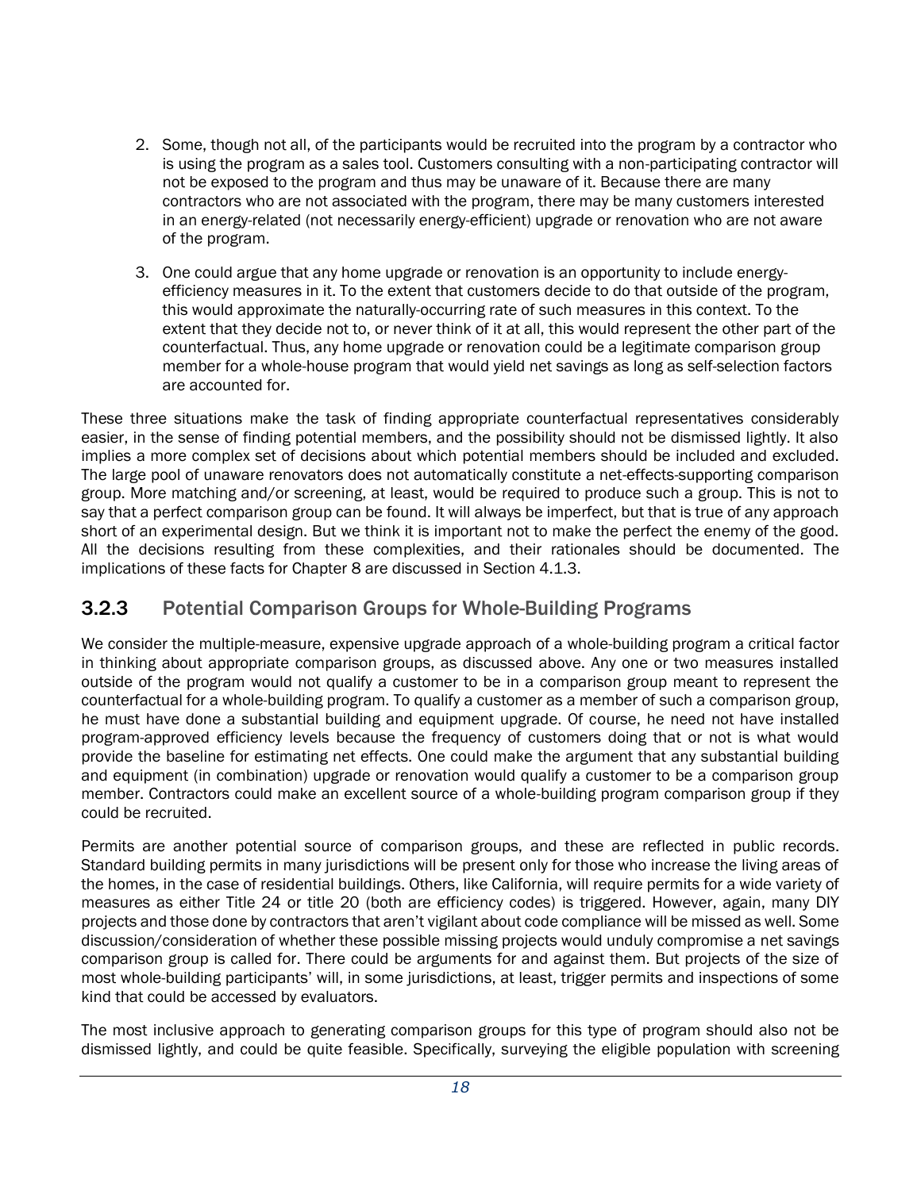2. Some, though not all, of the participants would be recruited into the program by a contractor who is using the program as a sales tool. Customers consulting with a non-participating contractor will not be exposed to the program and thus may be unaware of it. Because there are many contractors who are not associated with the program, there may be many customers interested in an energy-related (not necessarily energy-efficient) upgrade or renovation who are not aware of the program.

3. One could argue that any home upgrade or renovation is an opportunity to include energy-efficiency measures in it. To the extent that customers decide to do that outside of the program, this would approximate the naturally-occurring rate of such measures in this context. To the extent that they decide not to, or never think of it at all, this would represent the other part of the counterfactual. Thus, any home upgrade or renovation could be a legitimate comparison group member for a whole-house program that would yield net savings as long as self-selection factors are accounted for.

These three situations make the task of finding appropriate counterfactual representatives considerably easier, in the sense of finding potential members, and the possibility should not be dismissed lightly. It also implies a more complex set of decisions about which potential members should be included and excluded. The large pool of unaware renovators does not automatically constitute a net-effects-supporting comparison group. More matching and/or screening, at least, would be required to produce such a group. This is not to say that a perfect comparison group can be found. It will always be imperfect, but that is true of any approach short of an experimental design. But we think it is important not to make the perfect the enemy of the good. All the decisions resulting from these complexities, and their rationales should be documented. The implications of these facts for Chapter 8 are discussed in Section 4.1.3.

### 3.2.3 Potential Comparison Groups for Whole-Building Programs

We consider the multiple-measure, expensive upgrade approach of a whole-building program a critical factor in thinking about appropriate comparison groups, as discussed above. Any one or two measures installed outside of the program would not qualify a customer to be in a comparison group meant to represent the counterfactual for a whole-building program. To qualify a customer as a member of such a comparison group, he must have done a substantial building and equipment upgrade. Of course, he need not have installed program-approved efficiency levels because the frequency of customers doing that or not is what would provide the baseline for estimating net effects. One could make the argument that any substantial building and equipment (in combination) upgrade or renovation would qualify a customer to be a comparison group member. Contractors could make an excellent source of a whole-building program comparison group if they could be recruited.

Permits are another potential source of comparison groups, and these are reflected in public records. Standard building permits in many jurisdictions will be present only for those who increase the living areas of the homes, in the case of residential buildings. Others, like California, will require permits for a wide variety of measures as either Title 24 or title 20 (both are efficiency codes) is triggered. However, again, many DIY projects and those done by contractors that aren't vigilant about code compliance will be missed as well. Some discussion/consideration of whether these possible missing projects would unduly compromise a net savings comparison group is called for. There could be arguments for and against them. But projects of the size of most whole-building participants' will, in some jurisdictions, at least, trigger permits and inspections of some kind that could be accessed by evaluators.

The most inclusive approach to generating comparison groups for this type of program should also not be dismissed lightly, and could be quite feasible. Specifically, surveying the eligible population with screening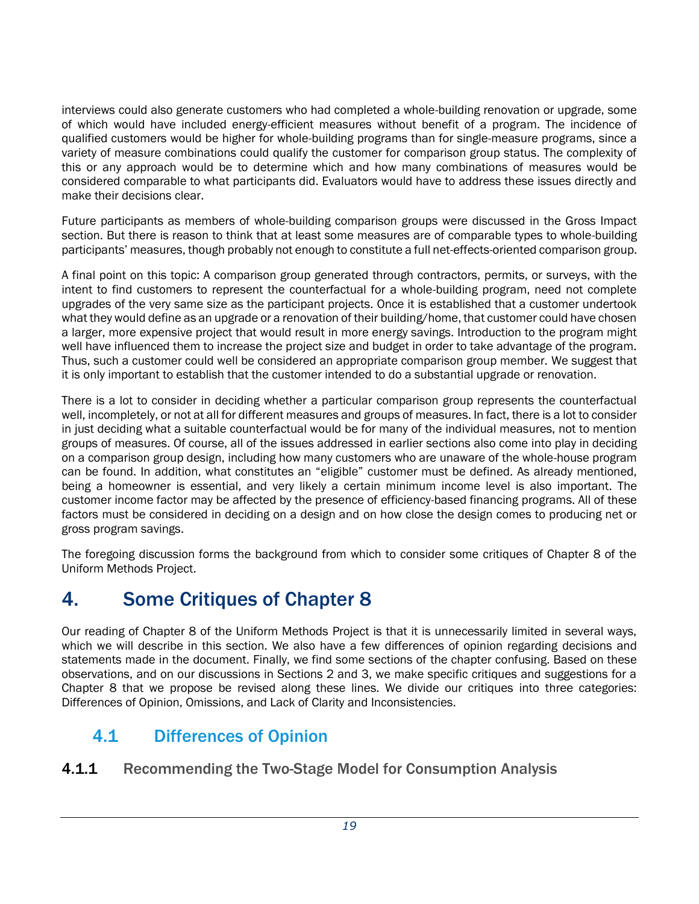interviews could also generate customers who had completed a whole-building renovation or upgrade, some of which would have included energy-efficient measures without benefit of a program. The incidence of qualified customers would be higher for whole-building programs than for single-measure programs, since a variety of measure combinations could qualify the customer for comparison group status. The complexity of this or any approach would be to determine which and how many combinations of measures would be considered comparable to what participants did. Evaluators would have to address these issues directly and make their decisions clear.

Future participants as members of whole-building comparison groups were discussed in the Gross Impact section. But there is reason to think that at least some measures are of comparable types to whole-building participants' measures, though probably not enough to constitute a full net-effects-oriented comparison group.

A final point on this topic: A comparison group generated through contractors, permits, or surveys, with the intent to find customers to represent the counterfactual for a whole-building program, need not complete upgrades of the very same size as the participant projects. Once it is established that a customer undertook what they would define as an upgrade or a renovation of their building/home, that customer could have chosen a larger, more expensive project that would result in more energy savings. Introduction to the program might well have influenced them to increase the project size and budget in order to take advantage of the program. Thus, such a customer could well be considered an appropriate comparison group member. We suggest that it is only important to establish that the customer intended to do a substantial upgrade or renovation.

There is a lot to consider in deciding whether a particular comparison group represents the counterfactual well, incompletely, or not at all for different measures and groups of measures. In fact, there is a lot to consider in just deciding what a suitable counterfactual would be for many of the individual measures, not to mention groups of measures. Of course, all of the issues addressed in earlier sections also come into play in deciding on a comparison group design, including how many customers who are unaware of the whole-house program can be found. In addition, what constitutes an "eligible" customer must be defined. As already mentioned, being a homeowner is essential, and very likely a certain minimum income level is also important. The customer income factor may be affected by the presence of efficiency-based financing programs. All of these factors must be considered in deciding on a design and on how close the design comes to producing net or gross program savings.

The foregoing discussion forms the background from which to consider some critiques of Chapter 8 of the Uniform Methods Project.

# 4. Some Critiques of Chapter 8

Our reading of Chapter 8 of the Uniform Methods Project is that it is unnecessarily limited in several ways, which we will describe in this section. We also have a few differences of opinion regarding decisions and statements made in the document. Finally, we find some sections of the chapter confusing. Based on these observations, and on our discussions in Sections 2 and 3, we make specific critiques and suggestions for a Chapter 8 that we propose be revised along these lines. We divide our critiques into three categories: Differences of Opinion, Omissions, and Lack of Clarity and Inconsistencies.

## 4.1 Differences of Opinion

### 4.1.1 Recommending the Two-Stage Model for Consumption Analysis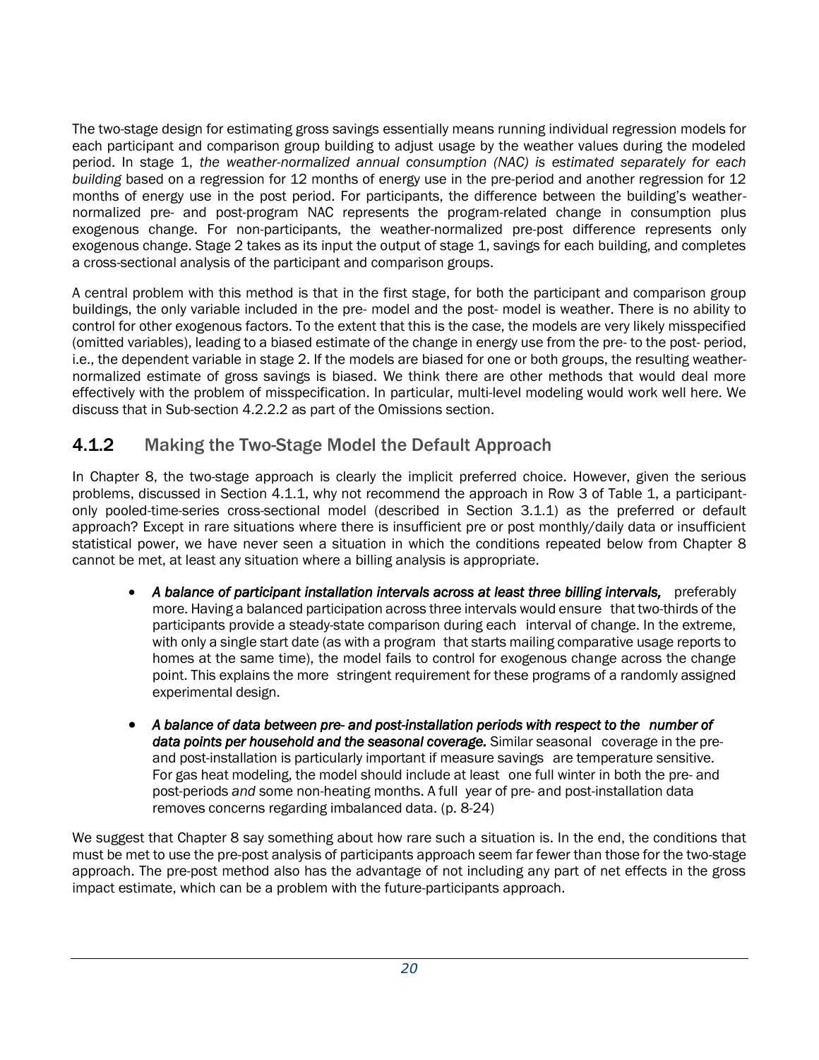The two-stage design for estimating gross savings essentially means running individual regression models for each participant and comparison group building to adjust usage by the weather values during the modeled period. In stage 1, *the weather-normalized annual consumption (NAC) is estimated separately for each building* based on a regression for 12 months of energy use in the pre-period and another regression for 12 months of energy use in the post period. For participants, the difference between the building's weather-normalized pre- and post-program NAC represents the program-related change in consumption plus exogenous change. For non-participants, the weather-normalized pre-post difference represents only exogenous change. Stage 2 takes as its input the output of stage 1, savings for each building, and completes a cross-sectional analysis of the participant and comparison groups.

A central problem with this method is that in the first stage, for both the participant and comparison group buildings, the only variable included in the pre- model and the post- model is weather. There is no ability to control for other exogenous factors. To the extent that this is the case, the models are very likely misspecified (omitted variables), leading to a biased estimate of the change in energy use from the pre- to the post- period, i.e., the dependent variable in stage 2. If the models are biased for one or both groups, the resulting weather-normalized estimate of gross savings is biased. We think there are other methods that would deal more effectively with the problem of misspecification. In particular, multi-level modeling would work well here. We discuss that in Sub-section 4.2.2.2 as part of the Omissions section.

### 4.1.2 Making the Two-Stage Model the Default Approach

In Chapter 8, the two-stage approach is clearly the implicit preferred choice. However, given the serious problems, discussed in Section 4.1.1, why not recommend the approach in Row 3 of Table 1, a participant-only pooled-time-series cross-sectional model (described in Section 3.1.1) as the preferred or default approach? Except in rare situations where there is insufficient pre or post monthly/daily data or insufficient statistical power, we have never seen a situation in which the conditions repeated below from Chapter 8 cannot be met, at least any situation where a billing analysis is appropriate.

- *A balance of participant installation intervals across at least three billing intervals,* preferably more. Having a balanced participation across three intervals would ensure that two-thirds of the participants provide a steady-state comparison during each interval of change. In the extreme, with only a single start date (as with a program that starts mailing comparative usage reports to homes at the same time), the model fails to control for exogenous change across the change point. This explains the more stringent requirement for these programs of a randomly assigned experimental design.

- *A balance of data between pre- and post-installation periods with respect to the number of data points per household and the seasonal coverage.* Similar seasonal coverage in the pre- and post-installation is particularly important if measure savings are temperature sensitive. For gas heat modeling, the model should include at least one full winter in both the pre- and post-periods *and* some non-heating months. A full year of pre- and post-installation data removes concerns regarding imbalanced data. (p. 8-24)

We suggest that Chapter 8 say something about how rare such a situation is. In the end, the conditions that must be met to use the pre-post analysis of participants approach seem far fewer than those for the two-stage approach. The pre-post method also has the advantage of not including any part of net effects in the gross impact estimate, which can be a problem with the future-participants approach.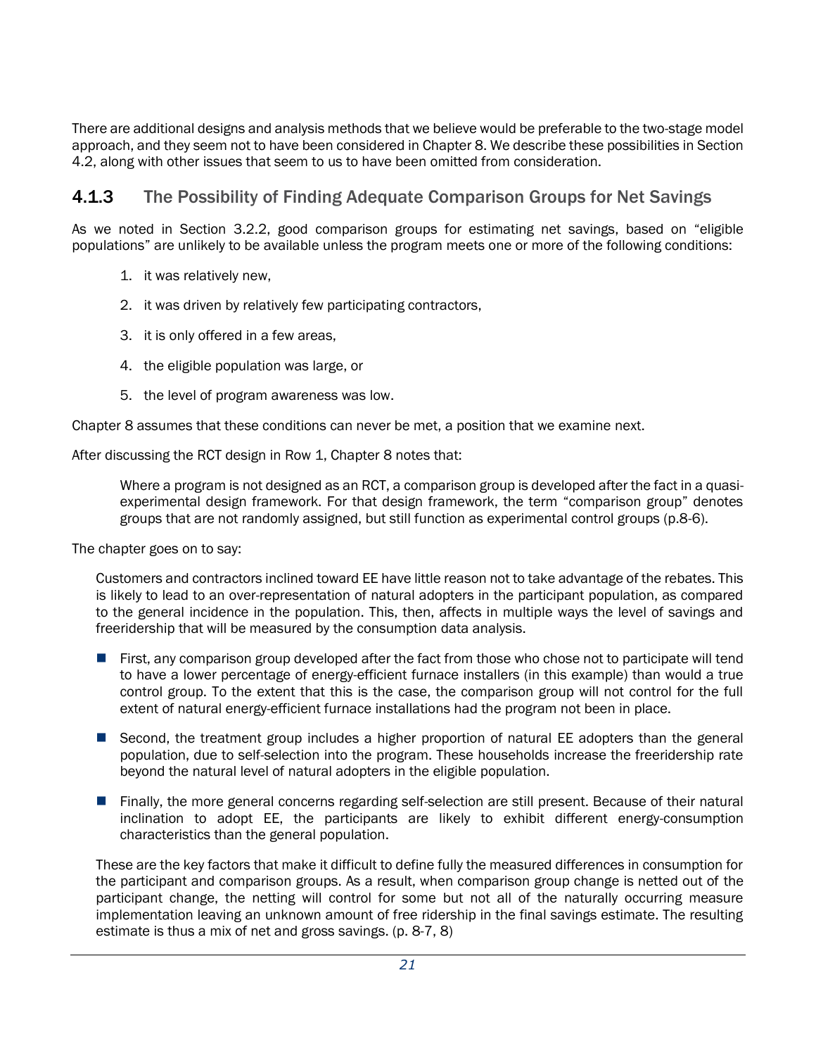There are additional designs and analysis methods that we believe would be preferable to the two-stage model approach, and they seem not to have been considered in Chapter 8. We describe these possibilities in Section 4.2, along with other issues that seem to us to have been omitted from consideration.

### 4.1.3 The Possibility of Finding Adequate Comparison Groups for Net Savings

As we noted in Section 3.2.2, good comparison groups for estimating net savings, based on "eligible populations" are unlikely to be available unless the program meets one or more of the following conditions:

1. it was relatively new,
2. it was driven by relatively few participating contractors,
3. it is only offered in a few areas,
4. the eligible population was large, or
5. the level of program awareness was low.

Chapter 8 assumes that these conditions can never be met, a position that we examine next.

After discussing the RCT design in Row 1, Chapter 8 notes that:

> Where a program is not designed as an RCT, a comparison group is developed after the fact in a quasi-experimental design framework. For that design framework, the term "comparison group" denotes groups that are not randomly assigned, but still function as experimental control groups (p.8-6).

The chapter goes on to say:

> Customers and contractors inclined toward EE have little reason not to take advantage of the rebates. This is likely to lead to an over-representation of natural adopters in the participant population, as compared to the general incidence in the population. This, then, affects in multiple ways the level of savings and freeridership that will be measured by the consumption data analysis.
>
> - First, any comparison group developed after the fact from those who chose not to participate will tend to have a lower percentage of energy-efficient furnace installers (in this example) than would a true control group. To the extent that this is the case, the comparison group will not control for the full extent of natural energy-efficient furnace installations had the program not been in place.
> - Second, the treatment group includes a higher proportion of natural EE adopters than the general population, due to self-selection into the program. These households increase the freeridership rate beyond the natural level of natural adopters in the eligible population.
> - Finally, the more general concerns regarding self-selection are still present. Because of their natural inclination to adopt EE, the participants are likely to exhibit different energy-consumption characteristics than the general population.
>
> These are the key factors that make it difficult to define fully the measured differences in consumption for the participant and comparison groups. As a result, when comparison group change is netted out of the participant change, the netting will control for some but not all of the naturally occurring measure implementation leaving an unknown amount of free ridership in the final savings estimate. The resulting estimate is thus a mix of net and gross savings. (p. 8-7, 8)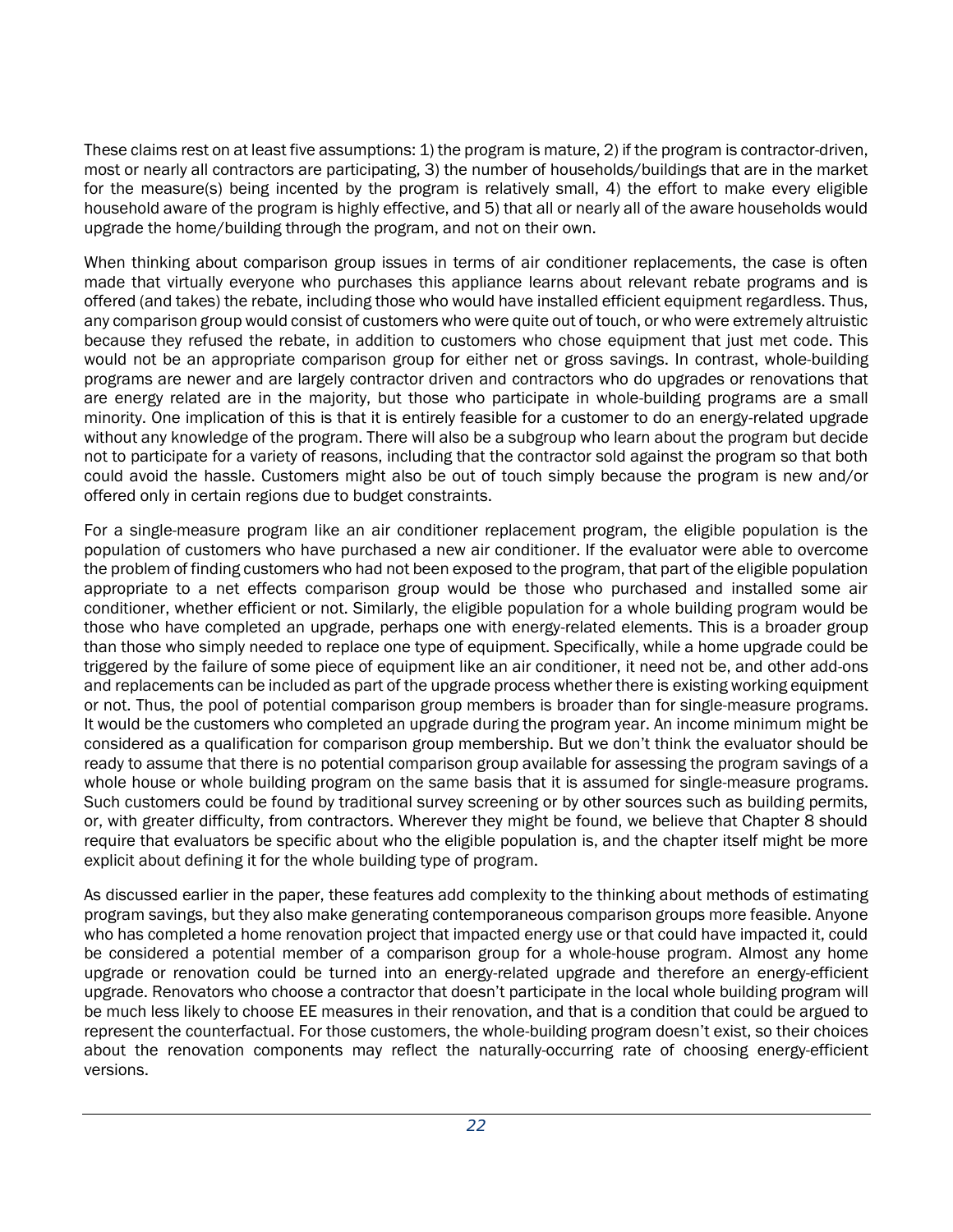These claims rest on at least five assumptions: 1) the program is mature, 2) if the program is contractor-driven, most or nearly all contractors are participating, 3) the number of households/buildings that are in the market for the measure(s) being incented by the program is relatively small, 4) the effort to make every eligible household aware of the program is highly effective, and 5) that all or nearly all of the aware households would upgrade the home/building through the program, and not on their own.

When thinking about comparison group issues in terms of air conditioner replacements, the case is often made that virtually everyone who purchases this appliance learns about relevant rebate programs and is offered (and takes) the rebate, including those who would have installed efficient equipment regardless. Thus, any comparison group would consist of customers who were quite out of touch, or who were extremely altruistic because they refused the rebate, in addition to customers who chose equipment that just met code. This would not be an appropriate comparison group for either net or gross savings. In contrast, whole-building programs are newer and are largely contractor driven and contractors who do upgrades or renovations that are energy related are in the majority, but those who participate in whole-building programs are a small minority. One implication of this is that it is entirely feasible for a customer to do an energy-related upgrade without any knowledge of the program. There will also be a subgroup who learn about the program but decide not to participate for a variety of reasons, including that the contractor sold against the program so that both could avoid the hassle. Customers might also be out of touch simply because the program is new and/or offered only in certain regions due to budget constraints.

For a single-measure program like an air conditioner replacement program, the eligible population is the population of customers who have purchased a new air conditioner. If the evaluator were able to overcome the problem of finding customers who had not been exposed to the program, that part of the eligible population appropriate to a net effects comparison group would be those who purchased and installed some air conditioner, whether efficient or not. Similarly, the eligible population for a whole building program would be those who have completed an upgrade, perhaps one with energy-related elements. This is a broader group than those who simply needed to replace one type of equipment. Specifically, while a home upgrade could be triggered by the failure of some piece of equipment like an air conditioner, it need not be, and other add-ons and replacements can be included as part of the upgrade process whether there is existing working equipment or not. Thus, the pool of potential comparison group members is broader than for single-measure programs. It would be the customers who completed an upgrade during the program year. An income minimum might be considered as a qualification for comparison group membership. But we don't think the evaluator should be ready to assume that there is no potential comparison group available for assessing the program savings of a whole house or whole building program on the same basis that it is assumed for single-measure programs. Such customers could be found by traditional survey screening or by other sources such as building permits, or, with greater difficulty, from contractors. Wherever they might be found, we believe that Chapter 8 should require that evaluators be specific about who the eligible population is, and the chapter itself might be more explicit about defining it for the whole building type of program.

As discussed earlier in the paper, these features add complexity to the thinking about methods of estimating program savings, but they also make generating contemporaneous comparison groups more feasible. Anyone who has completed a home renovation project that impacted energy use or that could have impacted it, could be considered a potential member of a comparison group for a whole-house program. Almost any home upgrade or renovation could be turned into an energy-related upgrade and therefore an energy-efficient upgrade. Renovators who choose a contractor that doesn't participate in the local whole building program will be much less likely to choose EE measures in their renovation, and that is a condition that could be argued to represent the counterfactual. For those customers, the whole-building program doesn't exist, so their choices about the renovation components may reflect the naturally-occurring rate of choosing energy-efficient versions.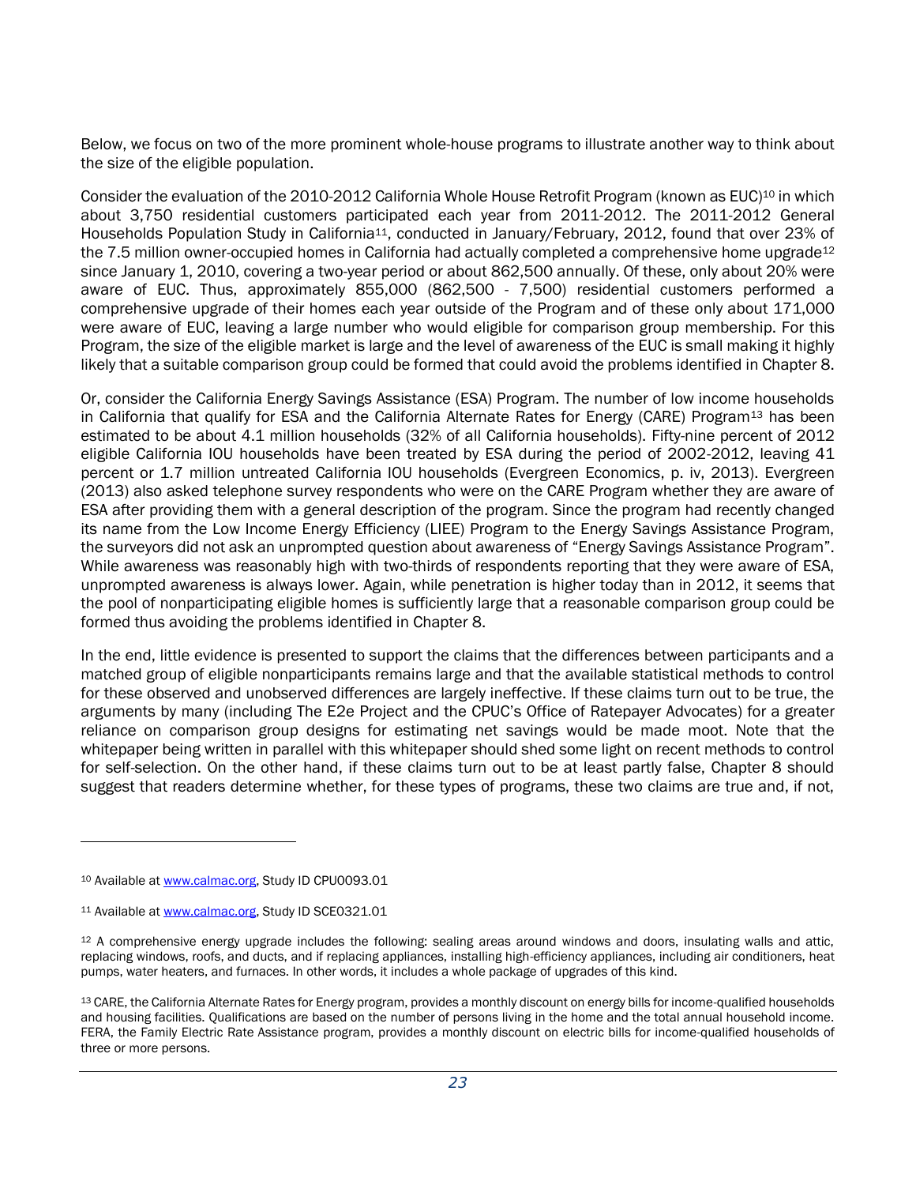Below, we focus on two of the more prominent whole-house programs to illustrate another way to think about the size of the eligible population.

Consider the evaluation of the 2010-2012 California Whole House Retrofit Program (known as EUC)[10] in which about 3,750 residential customers participated each year from 2011-2012. The 2011-2012 General Households Population Study in California[11], conducted in January/February, 2012, found that over 23% of the 7.5 million owner-occupied homes in California had actually completed a comprehensive home upgrade[12] since January 1, 2010, covering a two-year period or about 862,500 annually. Of these, only about 20% were aware of EUC. Thus, approximately 855,000 (862,500 - 7,500) residential customers performed a comprehensive upgrade of their homes each year outside of the Program and of these only about 171,000 were aware of EUC, leaving a large number who would eligible for comparison group membership. For this Program, the size of the eligible market is large and the level of awareness of the EUC is small making it highly likely that a suitable comparison group could be formed that could avoid the problems identified in Chapter 8.

Or, consider the California Energy Savings Assistance (ESA) Program. The number of low income households in California that qualify for ESA and the California Alternate Rates for Energy (CARE) Program[13] has been estimated to be about 4.1 million households (32% of all California households). Fifty-nine percent of 2012 eligible California IOU households have been treated by ESA during the period of 2002-2012, leaving 41 percent or 1.7 million untreated California IOU households (Evergreen Economics, p. iv, 2013). Evergreen (2013) also asked telephone survey respondents who were on the CARE Program whether they are aware of ESA after providing them with a general description of the program. Since the program had recently changed its name from the Low Income Energy Efficiency (LIEE) Program to the Energy Savings Assistance Program, the surveyors did not ask an unprompted question about awareness of "Energy Savings Assistance Program". While awareness was reasonably high with two-thirds of respondents reporting that they were aware of ESA, unprompted awareness is always lower. Again, while penetration is higher today than in 2012, it seems that the pool of nonparticipating eligible homes is sufficiently large that a reasonable comparison group could be formed thus avoiding the problems identified in Chapter 8.

In the end, little evidence is presented to support the claims that the differences between participants and a matched group of eligible nonparticipants remains large and that the available statistical methods to control for these observed and unobserved differences are largely ineffective. If these claims turn out to be true, the arguments by many (including The E2e Project and the CPUC's Office of Ratepayer Advocates) for a greater reliance on comparison group designs for estimating net savings would be made moot. Note that the whitepaper being written in parallel with this whitepaper should shed some light on recent methods to control for self-selection. On the other hand, if these claims turn out to be at least partly false, Chapter 8 should suggest that readers determine whether, for these types of programs, these two claims are true and, if not,

---

[10] Available at www.calmac.org, Study ID CPU0093.01

[11] Available at www.calmac.org, Study ID SCE0321.01

[12] A comprehensive energy upgrade includes the following: sealing areas around windows and doors, insulating walls and attic, replacing windows, roofs, and ducts, and if replacing appliances, installing high-efficiency appliances, including air conditioners, heat pumps, water heaters, and furnaces. In other words, it includes a whole package of upgrades of this kind.

[13] CARE, the California Alternate Rates for Energy program, provides a monthly discount on energy bills for income-qualified households and housing facilities. Qualifications are based on the number of persons living in the home and the total annual household income. FERA, the Family Electric Rate Assistance program, provides a monthly discount on electric bills for income-qualified households of three or more persons.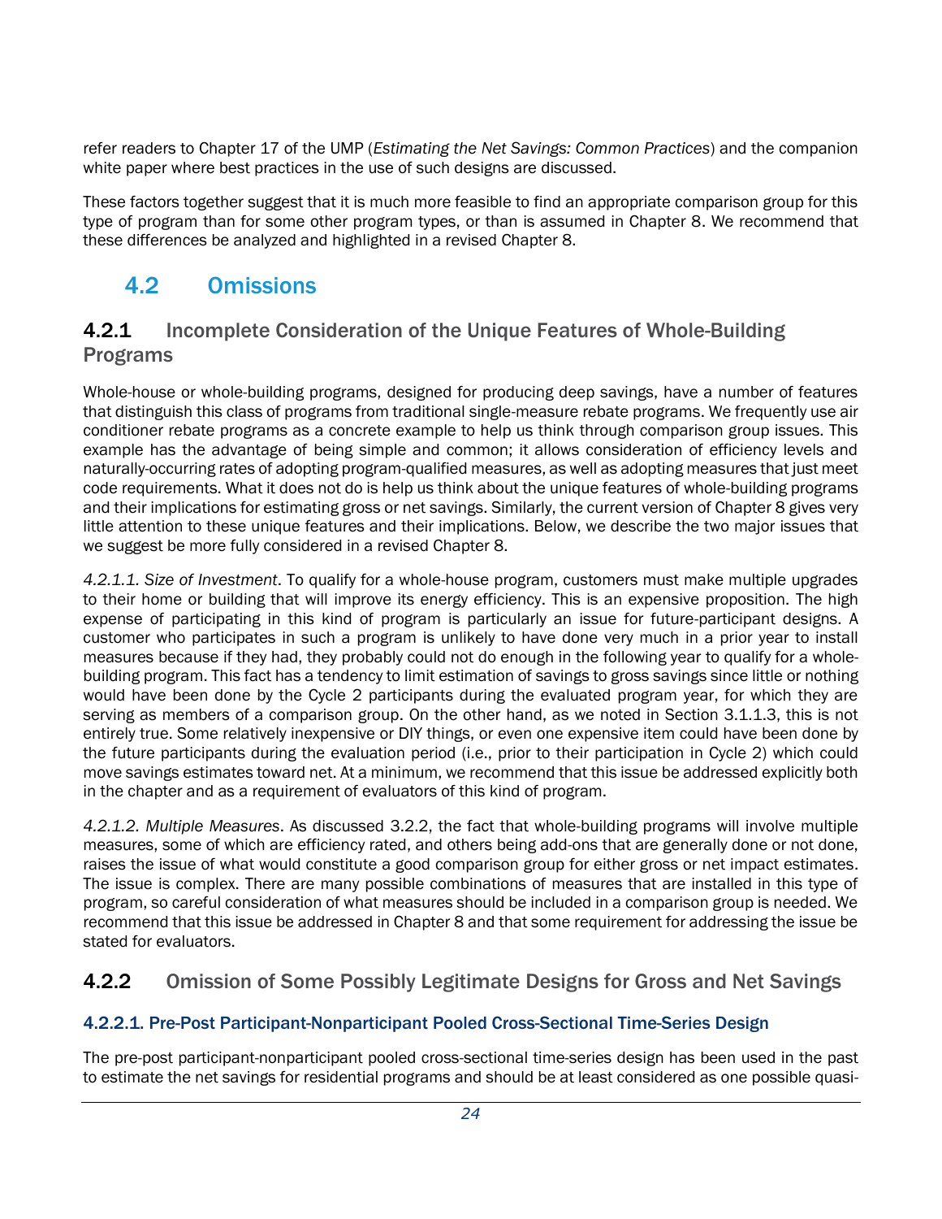refer readers to Chapter 17 of the UMP (*Estimating the Net Savings: Common Practices*) and the companion white paper where best practices in the use of such designs are discussed.

These factors together suggest that it is much more feasible to find an appropriate comparison group for this type of program than for some other program types, or than is assumed in Chapter 8. We recommend that these differences be analyzed and highlighted in a revised Chapter 8.

## 4.2 Omissions

### 4.2.1 Incomplete Consideration of the Unique Features of Whole-Building Programs

Whole-house or whole-building programs, designed for producing deep savings, have a number of features that distinguish this class of programs from traditional single-measure rebate programs. We frequently use air conditioner rebate programs as a concrete example to help us think through comparison group issues. This example has the advantage of being simple and common; it allows consideration of efficiency levels and naturally-occurring rates of adopting program-qualified measures, as well as adopting measures that just meet code requirements. What it does not do is help us think about the unique features of whole-building programs and their implications for estimating gross or net savings. Similarly, the current version of Chapter 8 gives very little attention to these unique features and their implications. Below, we describe the two major issues that we suggest be more fully considered in a revised Chapter 8.

*4.2.1.1. Size of Investment*. To qualify for a whole-house program, customers must make multiple upgrades to their home or building that will improve its energy efficiency. This is an expensive proposition. The high expense of participating in this kind of program is particularly an issue for future-participant designs. A customer who participates in such a program is unlikely to have done very much in a prior year to install measures because if they had, they probably could not do enough in the following year to qualify for a whole-building program. This fact has a tendency to limit estimation of savings to gross savings since little or nothing would have been done by the Cycle 2 participants during the evaluated program year, for which they are serving as members of a comparison group. On the other hand, as we noted in Section 3.1.1.3, this is not entirely true. Some relatively inexpensive or DIY things, or even one expensive item could have been done by the future participants during the evaluation period (i.e., prior to their participation in Cycle 2) which could move savings estimates toward net. At a minimum, we recommend that this issue be addressed explicitly both in the chapter and as a requirement of evaluators of this kind of program.

*4.2.1.2. Multiple Measures*. As discussed 3.2.2, the fact that whole-building programs will involve multiple measures, some of which are efficiency rated, and others being add-ons that are generally done or not done, raises the issue of what would constitute a good comparison group for either gross or net impact estimates. The issue is complex. There are many possible combinations of measures that are installed in this type of program, so careful consideration of what measures should be included in a comparison group is needed. We recommend that this issue be addressed in Chapter 8 and that some requirement for addressing the issue be stated for evaluators.

### 4.2.2 Omission of Some Possibly Legitimate Designs for Gross and Net Savings

#### 4.2.2.1. Pre-Post Participant-Nonparticipant Pooled Cross-Sectional Time-Series Design

The pre-post participant-nonparticipant pooled cross-sectional time-series design has been used in the past to estimate the net savings for residential programs and should be at least considered as one possible quasi-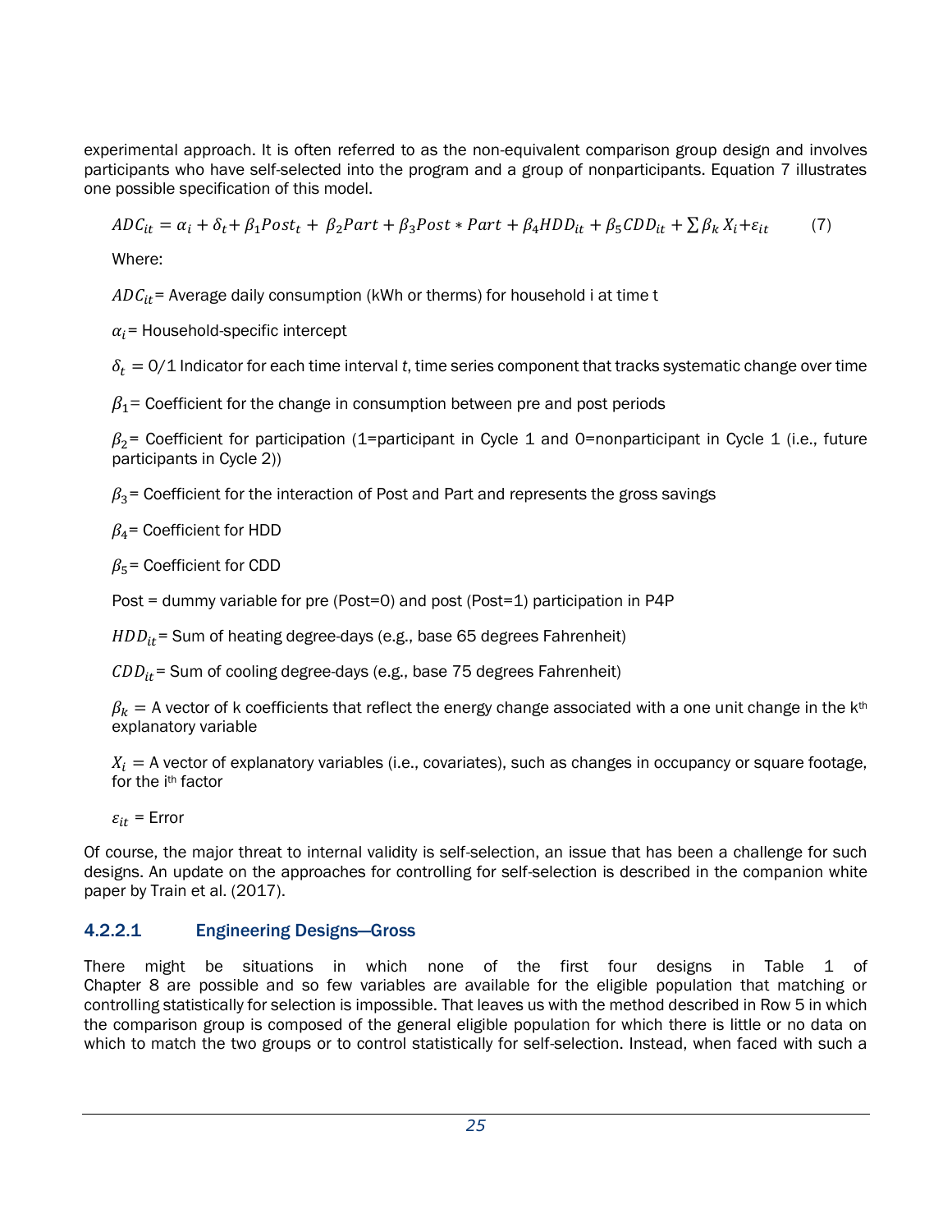experimental approach. It is often referred to as the non-equivalent comparison group design and involves participants who have self-selected into the program and a group of nonparticipants. Equation 7 illustrates one possible specification of this model.

$$ADC_{it} = \alpha_i + \delta_t + \beta_1 Post_t + \beta_2 Part + \beta_3 Post * Part + \beta_4 HDD_{it} + \beta_5 CDD_{it} + \sum \beta_k X_i + \varepsilon_{it} \qquad (7)$$

Where:

$ADC_{it}$= Average daily consumption (kWh or therms) for household i at time t

$\alpha_i$= Household-specific intercept

$\delta_t$ = 0/1 Indicator for each time interval *t*, time series component that tracks systematic change over time

$\beta_1$= Coefficient for the change in consumption between pre and post periods

$\beta_2$= Coefficient for participation (1=participant in Cycle 1 and 0=nonparticipant in Cycle 1 (i.e., future participants in Cycle 2))

$\beta_3$= Coefficient for the interaction of Post and Part and represents the gross savings

$\beta_4$= Coefficient for HDD

$\beta_5$= Coefficient for CDD

Post = dummy variable for pre (Post=0) and post (Post=1) participation in P4P

$HDD_{it}$= Sum of heating degree-days (e.g., base 65 degrees Fahrenheit)

$CDD_{it}$= Sum of cooling degree-days (e.g., base 75 degrees Fahrenheit)

$\beta_k$ = A vector of k coefficients that reflect the energy change associated with a one unit change in the k^th explanatory variable

$X_i$ = A vector of explanatory variables (i.e., covariates), such as changes in occupancy or square footage, for the i^th factor

$\varepsilon_{it}$ = Error

Of course, the major threat to internal validity is self-selection, an issue that has been a challenge for such designs. An update on the approaches for controlling for self-selection is described in the companion white paper by Train et al. (2017).

#### 4.2.2.1 Engineering Designs—Gross

There might be situations in which none of the first four designs in Table 1 of Chapter 8 are possible and so few variables are available for the eligible population that matching or controlling statistically for selection is impossible. That leaves us with the method described in Row 5 in which the comparison group is composed of the general eligible population for which there is little or no data on which to match the two groups or to control statistically for self-selection. Instead, when faced with such a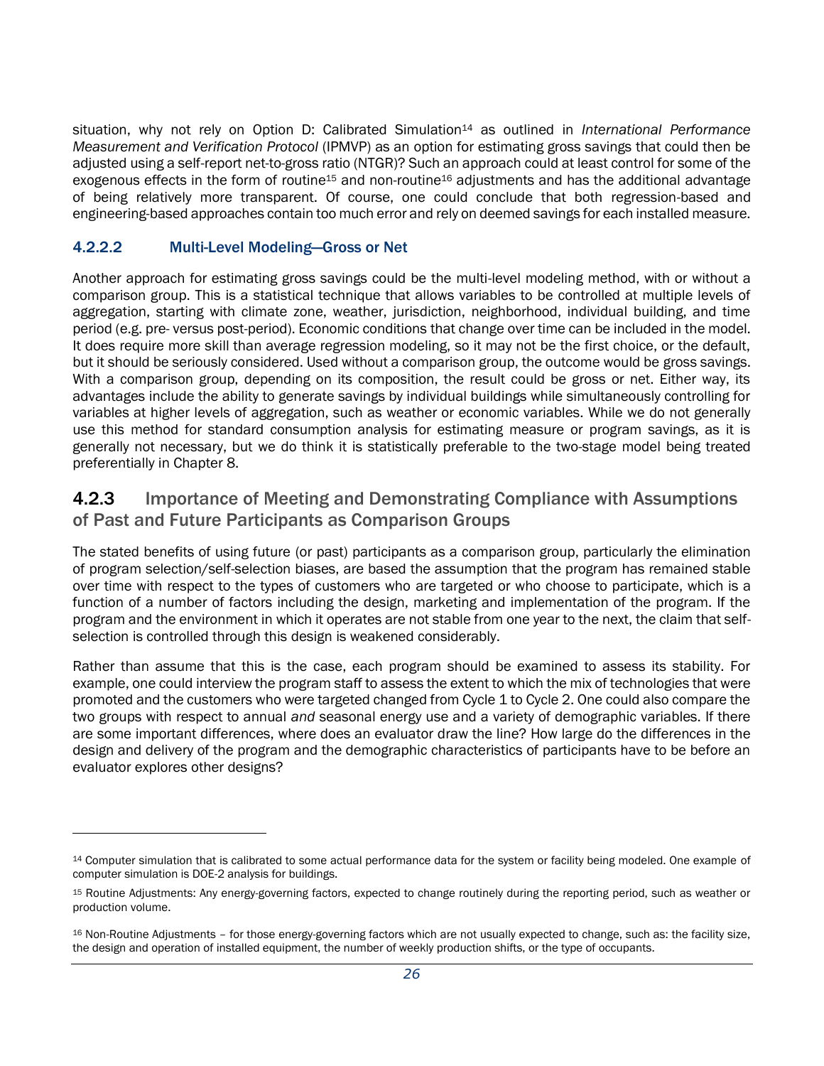situation, why not rely on Option D: Calibrated Simulation[14] as outlined in *International Performance Measurement and Verification Protocol* (IPMVP) as an option for estimating gross savings that could then be adjusted using a self-report net-to-gross ratio (NTGR)? Such an approach could at least control for some of the exogenous effects in the form of routine[15] and non-routine[16] adjustments and has the additional advantage of being relatively more transparent. Of course, one could conclude that both regression-based and engineering-based approaches contain too much error and rely on deemed savings for each installed measure.

#### 4.2.2.2 Multi-Level Modeling—Gross or Net

Another approach for estimating gross savings could be the multi-level modeling method, with or without a comparison group. This is a statistical technique that allows variables to be controlled at multiple levels of aggregation, starting with climate zone, weather, jurisdiction, neighborhood, individual building, and time period (e.g. pre- versus post-period). Economic conditions that change over time can be included in the model. It does require more skill than average regression modeling, so it may not be the first choice, or the default, but it should be seriously considered. Used without a comparison group, the outcome would be gross savings. With a comparison group, depending on its composition, the result could be gross or net. Either way, its advantages include the ability to generate savings by individual buildings while simultaneously controlling for variables at higher levels of aggregation, such as weather or economic variables. While we do not generally use this method for standard consumption analysis for estimating measure or program savings, as it is generally not necessary, but we do think it is statistically preferable to the two-stage model being treated preferentially in Chapter 8.

### 4.2.3 Importance of Meeting and Demonstrating Compliance with Assumptions of Past and Future Participants as Comparison Groups

The stated benefits of using future (or past) participants as a comparison group, particularly the elimination of program selection/self-selection biases, are based the assumption that the program has remained stable over time with respect to the types of customers who are targeted or who choose to participate, which is a function of a number of factors including the design, marketing and implementation of the program. If the program and the environment in which it operates are not stable from one year to the next, the claim that self-selection is controlled through this design is weakened considerably.

Rather than assume that this is the case, each program should be examined to assess its stability. For example, one could interview the program staff to assess the extent to which the mix of technologies that were promoted and the customers who were targeted changed from Cycle 1 to Cycle 2. One could also compare the two groups with respect to annual *and* seasonal energy use and a variety of demographic variables. If there are some important differences, where does an evaluator draw the line? How large do the differences in the design and delivery of the program and the demographic characteristics of participants have to be before an evaluator explores other designs?

---

[14] Computer simulation that is calibrated to some actual performance data for the system or facility being modeled. One example of computer simulation is DOE-2 analysis for buildings.

[15] Routine Adjustments: Any energy-governing factors, expected to change routinely during the reporting period, such as weather or production volume.

[16] Non-Routine Adjustments – for those energy-governing factors which are not usually expected to change, such as: the facility size, the design and operation of installed equipment, the number of weekly production shifts, or the type of occupants.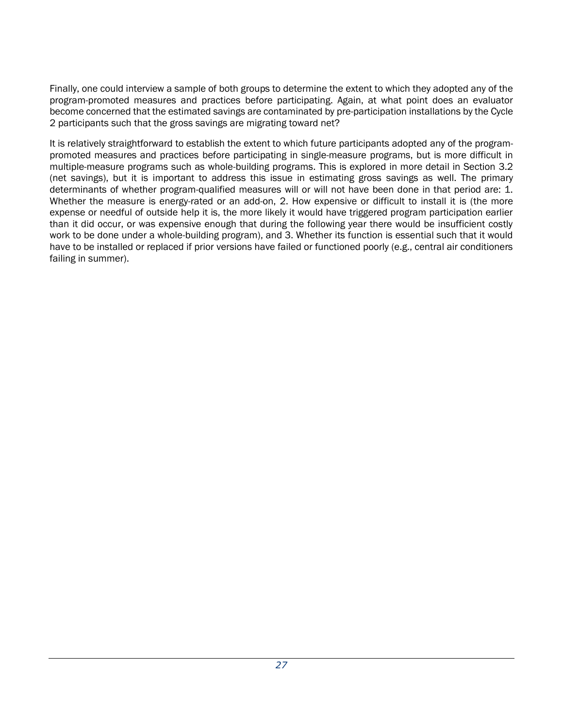Finally, one could interview a sample of both groups to determine the extent to which they adopted any of the program-promoted measures and practices before participating. Again, at what point does an evaluator become concerned that the estimated savings are contaminated by pre-participation installations by the Cycle 2 participants such that the gross savings are migrating toward net?

It is relatively straightforward to establish the extent to which future participants adopted any of the program-promoted measures and practices before participating in single-measure programs, but is more difficult in multiple-measure programs such as whole-building programs. This is explored in more detail in Section 3.2 (net savings), but it is important to address this issue in estimating gross savings as well. The primary determinants of whether program-qualified measures will or will not have been done in that period are: 1. Whether the measure is energy-rated or an add-on, 2. How expensive or difficult to install it is (the more expense or needful of outside help it is, the more likely it would have triggered program participation earlier than it did occur, or was expensive enough that during the following year there would be insufficient costly work to be done under a whole-building program), and 3. Whether its function is essential such that it would have to be installed or replaced if prior versions have failed or functioned poorly (e.g., central air conditioners failing in summer).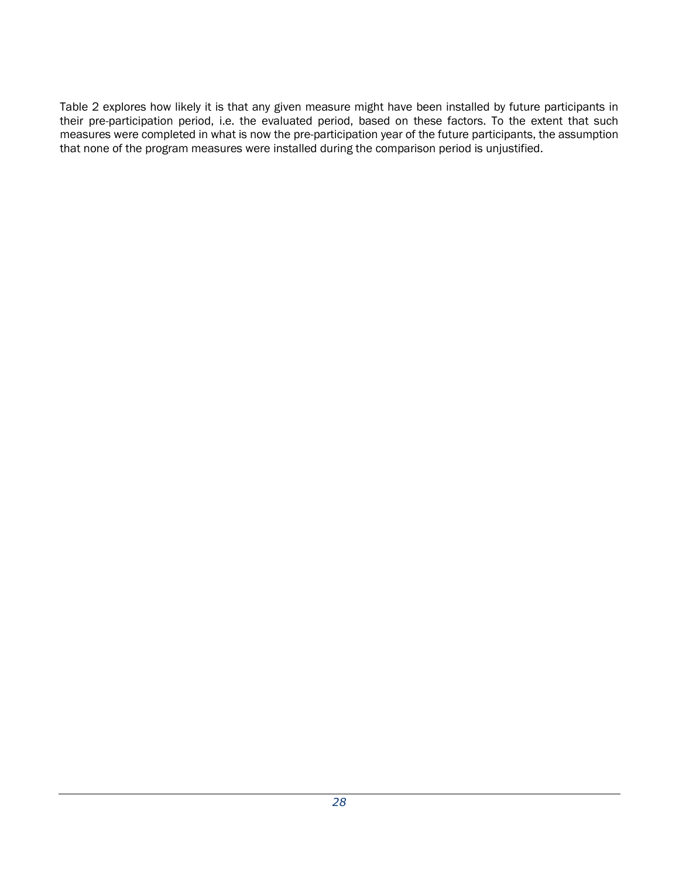Table 2 explores how likely it is that any given measure might have been installed by future participants in their pre-participation period, i.e. the evaluated period, based on these factors. To the extent that such measures were completed in what is now the pre-participation year of the future participants, the assumption that none of the program measures were installed during the comparison period is unjustified.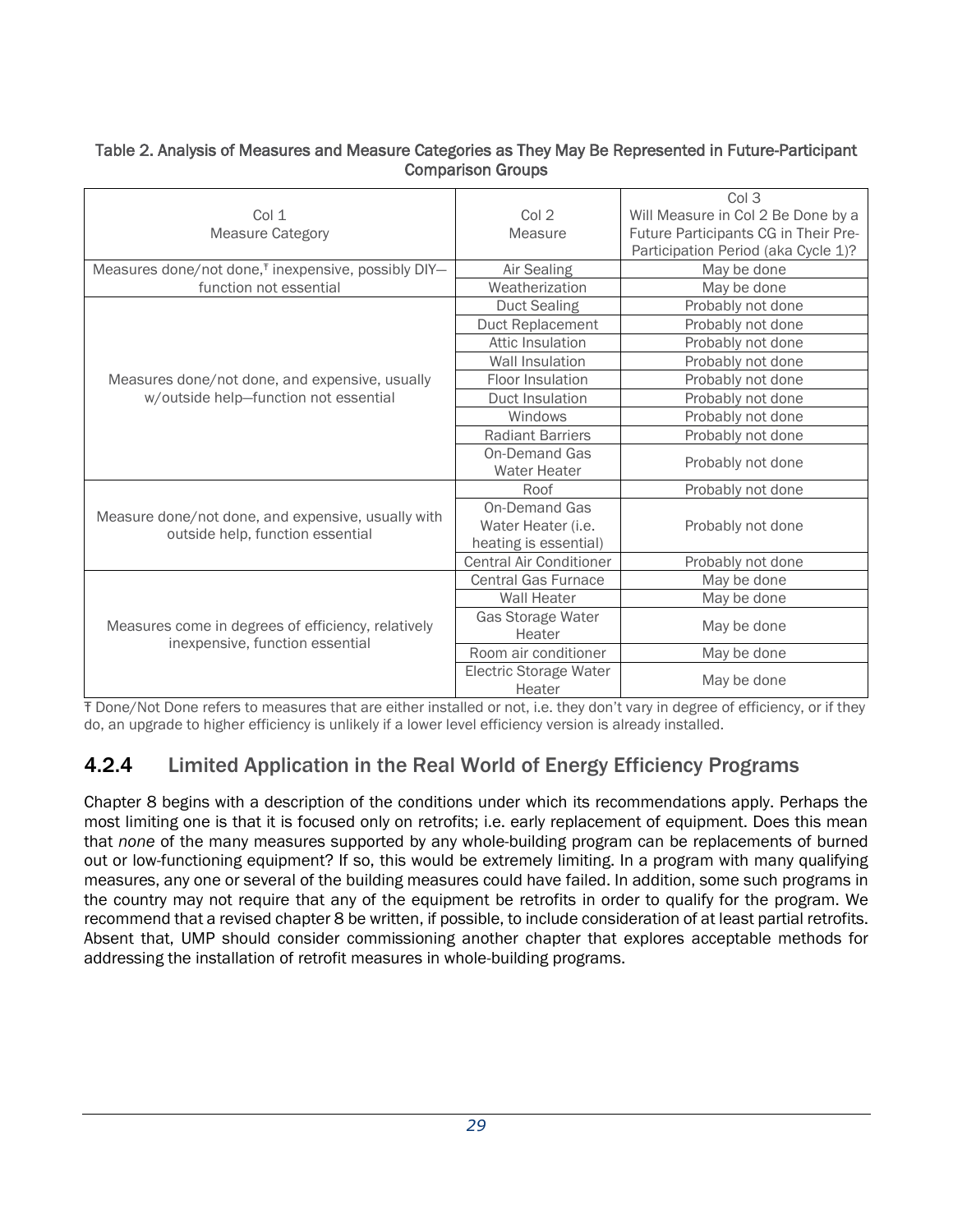Table 2. Analysis of Measures and Measure Categories as They May Be Represented in Future-Participant Comparison Groups

| Col 1<br>Measure Category | Col 2<br>Measure | Col 3<br>Will Measure in Col 2 Be Done by a Future Participants CG in Their Pre-Participation Period (aka Cycle 1)? |
|---|---|---|
| Measures done/not done,[Ŧ] inexpensive, possibly DIY—function not essential | Air Sealing | May be done |
| | Weatherization | May be done |
| Measures done/not done, and expensive, usually w/outside help—function not essential | Duct Sealing | Probably not done |
| | Duct Replacement | Probably not done |
| | Attic Insulation | Probably not done |
| | Wall Insulation | Probably not done |
| | Floor Insulation | Probably not done |
| | Duct Insulation | Probably not done |
| | Windows | Probably not done |
| | Radiant Barriers | Probably not done |
| | On-Demand Gas Water Heater | Probably not done |
| Measure done/not done, and expensive, usually with outside help, function essential | Roof | Probably not done |
| | On-Demand Gas Water Heater (i.e. heating is essential) | Probably not done |
| | Central Air Conditioner | Probably not done |
| Measures come in degrees of efficiency, relatively inexpensive, function essential | Central Gas Furnace | May be done |
| | Wall Heater | May be done |
| | Gas Storage Water Heater | May be done |
| | Room air conditioner | May be done |
| | Electric Storage Water Heater | May be done |

Ŧ Done/Not Done refers to measures that are either installed or not, i.e. they don't vary in degree of efficiency, or if they do, an upgrade to higher efficiency is unlikely if a lower level efficiency version is already installed.

### 4.2.4 Limited Application in the Real World of Energy Efficiency Programs

Chapter 8 begins with a description of the conditions under which its recommendations apply. Perhaps the most limiting one is that it is focused only on retrofits; i.e. early replacement of equipment. Does this mean that *none* of the many measures supported by any whole-building program can be replacements of burned out or low-functioning equipment? If so, this would be extremely limiting. In a program with many qualifying measures, any one or several of the building measures could have failed. In addition, some such programs in the country may not require that any of the equipment be retrofits in order to qualify for the program. We recommend that a revised chapter 8 be written, if possible, to include consideration of at least partial retrofits. Absent that, UMP should consider commissioning another chapter that explores acceptable methods for addressing the installation of retrofit measures in whole-building programs.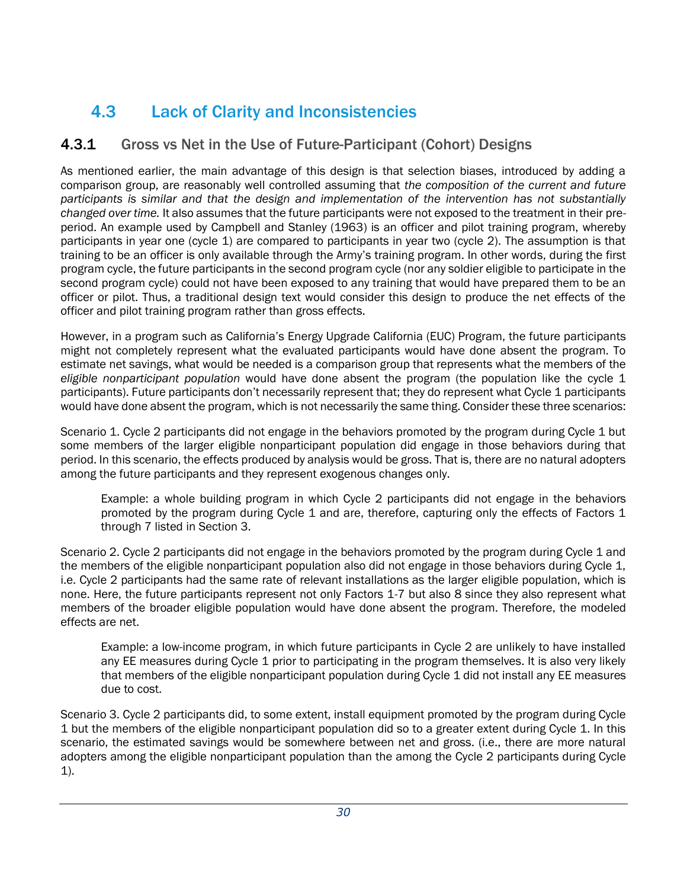## 4.3 Lack of Clarity and Inconsistencies

### 4.3.1 Gross vs Net in the Use of Future-Participant (Cohort) Designs

As mentioned earlier, the main advantage of this design is that selection biases, introduced by adding a comparison group, are reasonably well controlled assuming that *the composition of the current and future participants is similar and that the design and implementation of the intervention has not substantially changed over time.* It also assumes that the future participants were not exposed to the treatment in their pre-period. An example used by Campbell and Stanley (1963) is an officer and pilot training program, whereby participants in year one (cycle 1) are compared to participants in year two (cycle 2). The assumption is that training to be an officer is only available through the Army's training program. In other words, during the first program cycle, the future participants in the second program cycle (nor any soldier eligible to participate in the second program cycle) could not have been exposed to any training that would have prepared them to be an officer or pilot. Thus, a traditional design text would consider this design to produce the net effects of the officer and pilot training program rather than gross effects.

However, in a program such as California's Energy Upgrade California (EUC) Program, the future participants might not completely represent what the evaluated participants would have done absent the program. To estimate net savings, what would be needed is a comparison group that represents what the members of the *eligible nonparticipant population* would have done absent the program (the population like the cycle 1 participants). Future participants don't necessarily represent that; they do represent what Cycle 1 participants would have done absent the program, which is not necessarily the same thing. Consider these three scenarios:

Scenario 1. Cycle 2 participants did not engage in the behaviors promoted by the program during Cycle 1 but some members of the larger eligible nonparticipant population did engage in those behaviors during that period. In this scenario, the effects produced by analysis would be gross. That is, there are no natural adopters among the future participants and they represent exogenous changes only.

> Example: a whole building program in which Cycle 2 participants did not engage in the behaviors promoted by the program during Cycle 1 and are, therefore, capturing only the effects of Factors 1 through 7 listed in Section 3.

Scenario 2. Cycle 2 participants did not engage in the behaviors promoted by the program during Cycle 1 and the members of the eligible nonparticipant population also did not engage in those behaviors during Cycle 1, i.e. Cycle 2 participants had the same rate of relevant installations as the larger eligible population, which is none. Here, the future participants represent not only Factors 1-7 but also 8 since they also represent what members of the broader eligible population would have done absent the program. Therefore, the modeled effects are net.

> Example: a low-income program, in which future participants in Cycle 2 are unlikely to have installed any EE measures during Cycle 1 prior to participating in the program themselves. It is also very likely that members of the eligible nonparticipant population during Cycle 1 did not install any EE measures due to cost.

Scenario 3. Cycle 2 participants did, to some extent, install equipment promoted by the program during Cycle 1 but the members of the eligible nonparticipant population did so to a greater extent during Cycle 1. In this scenario, the estimated savings would be somewhere between net and gross. (i.e., there are more natural adopters among the eligible nonparticipant population than the among the Cycle 2 participants during Cycle 1).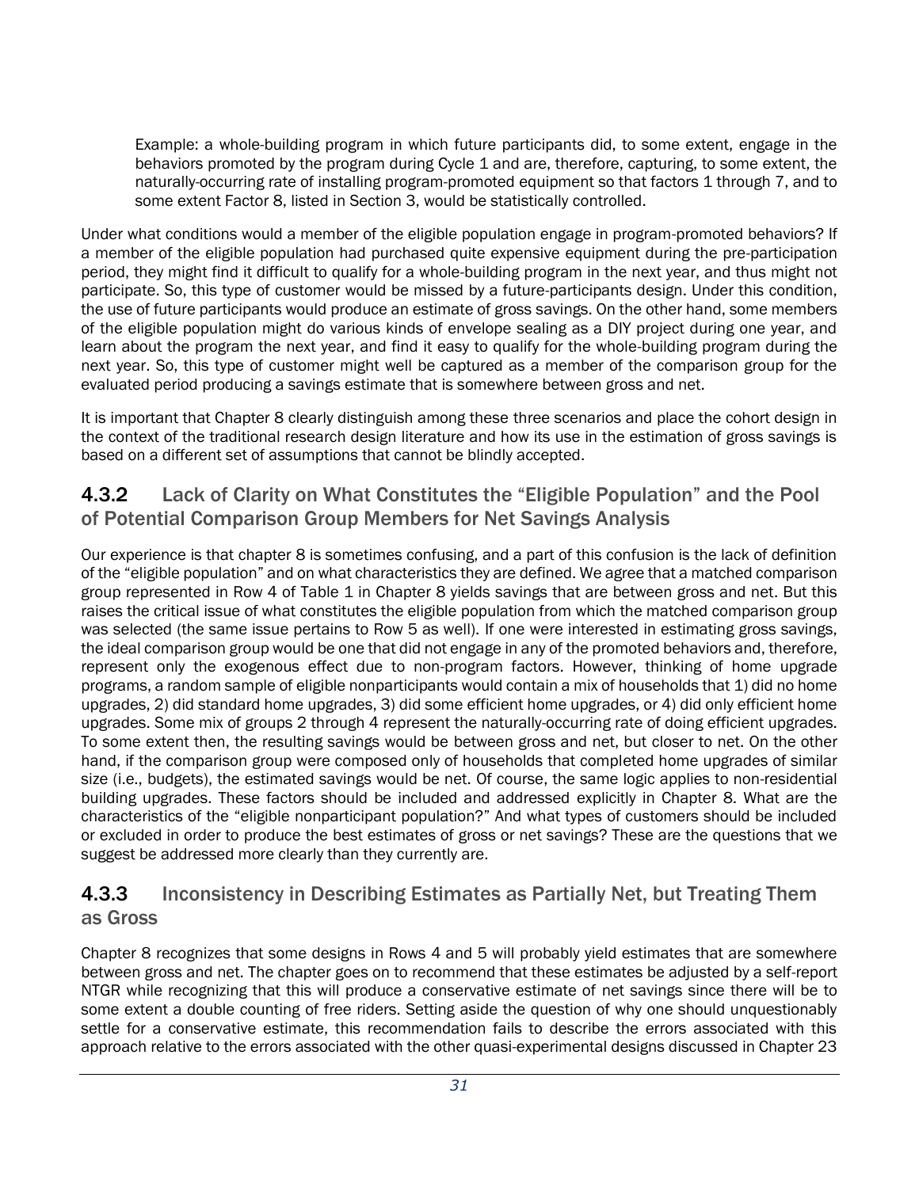> Example: a whole-building program in which future participants did, to some extent, engage in the behaviors promoted by the program during Cycle 1 and are, therefore, capturing, to some extent, the naturally-occurring rate of installing program-promoted equipment so that factors 1 through 7, and to some extent Factor 8, listed in Section 3, would be statistically controlled.

Under what conditions would a member of the eligible population engage in program-promoted behaviors? If a member of the eligible population had purchased quite expensive equipment during the pre-participation period, they might find it difficult to qualify for a whole-building program in the next year, and thus might not participate. So, this type of customer would be missed by a future-participants design. Under this condition, the use of future participants would produce an estimate of gross savings. On the other hand, some members of the eligible population might do various kinds of envelope sealing as a DIY project during one year, and learn about the program the next year, and find it easy to qualify for the whole-building program during the next year. So, this type of customer might well be captured as a member of the comparison group for the evaluated period producing a savings estimate that is somewhere between gross and net.

It is important that Chapter 8 clearly distinguish among these three scenarios and place the cohort design in the context of the traditional research design literature and how its use in the estimation of gross savings is based on a different set of assumptions that cannot be blindly accepted.

### 4.3.2 Lack of Clarity on What Constitutes the "Eligible Population" and the Pool of Potential Comparison Group Members for Net Savings Analysis

Our experience is that chapter 8 is sometimes confusing, and a part of this confusion is the lack of definition of the "eligible population" and on what characteristics they are defined. We agree that a matched comparison group represented in Row 4 of Table 1 in Chapter 8 yields savings that are between gross and net. But this raises the critical issue of what constitutes the eligible population from which the matched comparison group was selected (the same issue pertains to Row 5 as well). If one were interested in estimating gross savings, the ideal comparison group would be one that did not engage in any of the promoted behaviors and, therefore, represent only the exogenous effect due to non-program factors. However, thinking of home upgrade programs, a random sample of eligible nonparticipants would contain a mix of households that 1) did no home upgrades, 2) did standard home upgrades, 3) did some efficient home upgrades, or 4) did only efficient home upgrades. Some mix of groups 2 through 4 represent the naturally-occurring rate of doing efficient upgrades. To some extent then, the resulting savings would be between gross and net, but closer to net. On the other hand, if the comparison group were composed only of households that completed home upgrades of similar size (i.e., budgets), the estimated savings would be net. Of course, the same logic applies to non-residential building upgrades. These factors should be included and addressed explicitly in Chapter 8. What are the characteristics of the "eligible nonparticipant population?" And what types of customers should be included or excluded in order to produce the best estimates of gross or net savings? These are the questions that we suggest be addressed more clearly than they currently are.

### 4.3.3 Inconsistency in Describing Estimates as Partially Net, but Treating Them as Gross

Chapter 8 recognizes that some designs in Rows 4 and 5 will probably yield estimates that are somewhere between gross and net. The chapter goes on to recommend that these estimates be adjusted by a self-report NTGR while recognizing that this will produce a conservative estimate of net savings since there will be to some extent a double counting of free riders. Setting aside the question of why one should unquestionably settle for a conservative estimate, this recommendation fails to describe the errors associated with this approach relative to the errors associated with the other quasi-experimental designs discussed in Chapter 23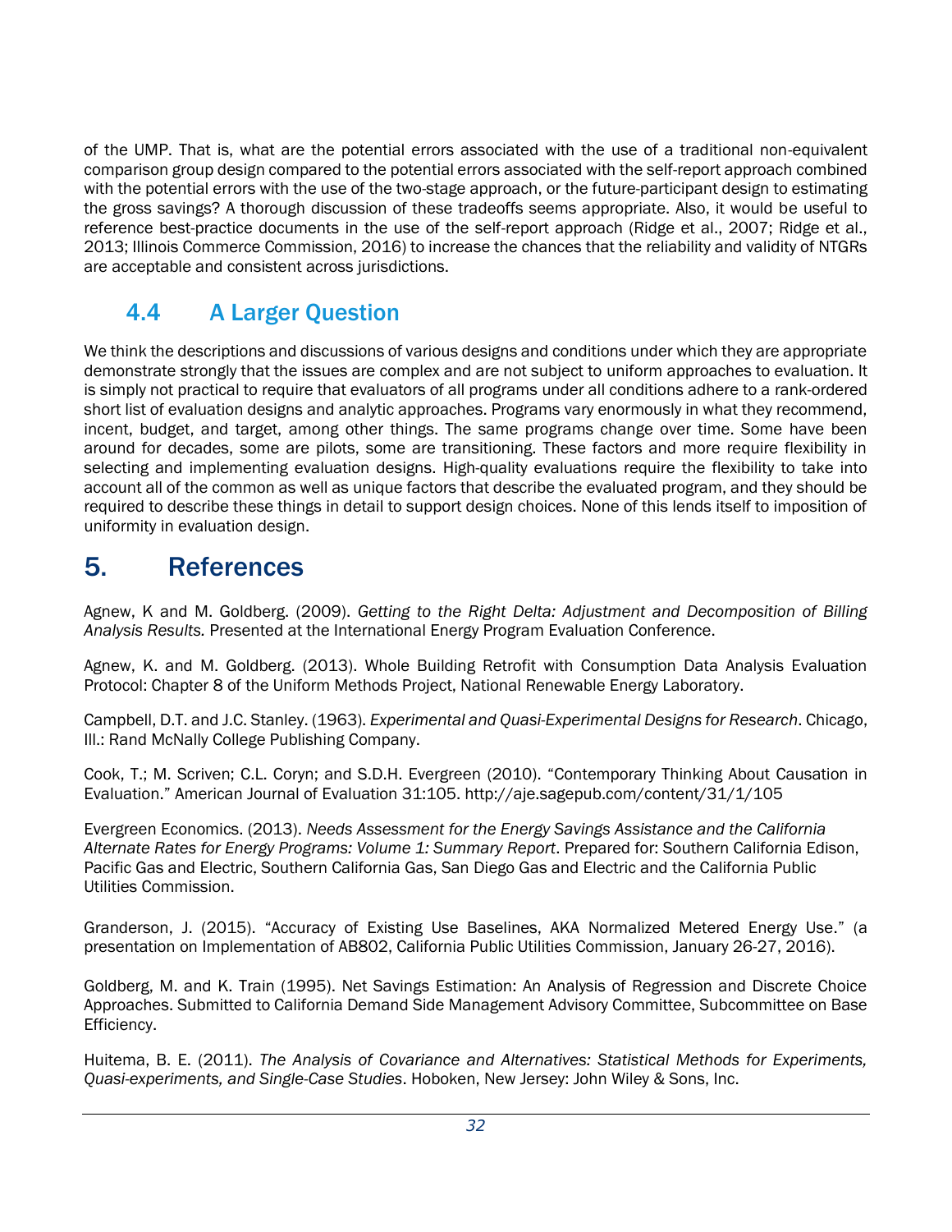of the UMP. That is, what are the potential errors associated with the use of a traditional non-equivalent comparison group design compared to the potential errors associated with the self-report approach combined with the potential errors with the use of the two-stage approach, or the future-participant design to estimating the gross savings? A thorough discussion of these tradeoffs seems appropriate. Also, it would be useful to reference best-practice documents in the use of the self-report approach (Ridge et al., 2007; Ridge et al., 2013; Illinois Commerce Commission, 2016) to increase the chances that the reliability and validity of NTGRs are acceptable and consistent across jurisdictions.

## 4.4 A Larger Question

We think the descriptions and discussions of various designs and conditions under which they are appropriate demonstrate strongly that the issues are complex and are not subject to uniform approaches to evaluation. It is simply not practical to require that evaluators of all programs under all conditions adhere to a rank-ordered short list of evaluation designs and analytic approaches. Programs vary enormously in what they recommend, incent, budget, and target, among other things. The same programs change over time. Some have been around for decades, some are pilots, some are transitioning. These factors and more require flexibility in selecting and implementing evaluation designs. High-quality evaluations require the flexibility to take into account all of the common as well as unique factors that describe the evaluated program, and they should be required to describe these things in detail to support design choices. None of this lends itself to imposition of uniformity in evaluation design.

# 5. References

Agnew, K and M. Goldberg. (2009). *Getting to the Right Delta: Adjustment and Decomposition of Billing Analysis Results.* Presented at the International Energy Program Evaluation Conference.

Agnew, K. and M. Goldberg. (2013). Whole Building Retrofit with Consumption Data Analysis Evaluation Protocol: Chapter 8 of the Uniform Methods Project, National Renewable Energy Laboratory.

Campbell, D.T. and J.C. Stanley. (1963). *Experimental and Quasi-Experimental Designs for Research*. Chicago, Ill.: Rand McNally College Publishing Company.

Cook, T.; M. Scriven; C.L. Coryn; and S.D.H. Evergreen (2010). "Contemporary Thinking About Causation in Evaluation." American Journal of Evaluation 31:105. http://aje.sagepub.com/content/31/1/105

Evergreen Economics. (2013). *Needs Assessment for the Energy Savings Assistance and the California Alternate Rates for Energy Programs: Volume 1: Summary Report*. Prepared for: Southern California Edison, Pacific Gas and Electric, Southern California Gas, San Diego Gas and Electric and the California Public Utilities Commission.

Granderson, J. (2015). "Accuracy of Existing Use Baselines, AKA Normalized Metered Energy Use." (a presentation on Implementation of AB802, California Public Utilities Commission, January 26-27, 2016).

Goldberg, M. and K. Train (1995). Net Savings Estimation: An Analysis of Regression and Discrete Choice Approaches. Submitted to California Demand Side Management Advisory Committee, Subcommittee on Base Efficiency.

Huitema, B. E. (2011). *The Analysis of Covariance and Alternatives: Statistical Methods for Experiments, Quasi-experiments, and Single-Case Studies*. Hoboken, New Jersey: John Wiley & Sons, Inc.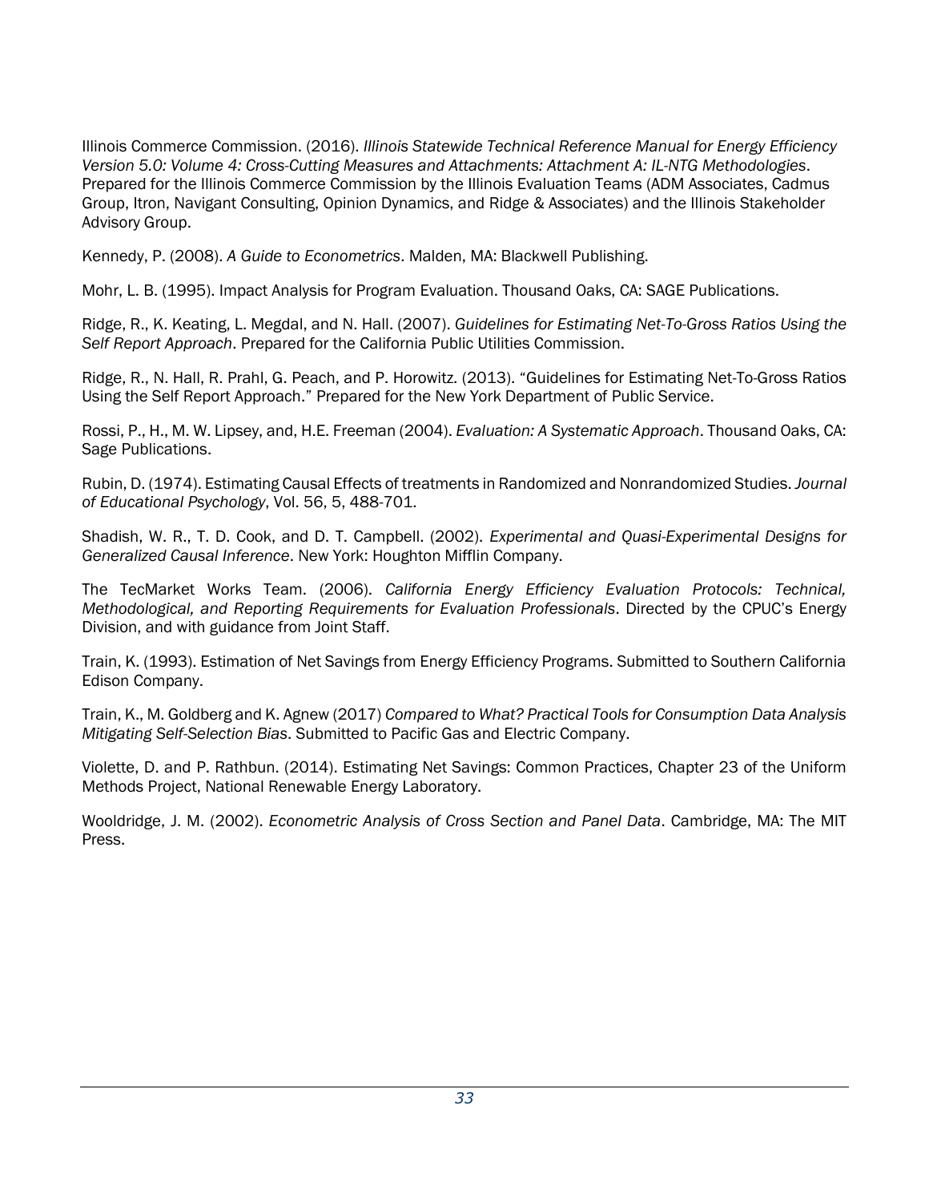Illinois Commerce Commission. (2016). *Illinois Statewide Technical Reference Manual for Energy Efficiency Version 5.0: Volume 4: Cross-Cutting Measures and Attachments: Attachment A: IL-NTG Methodologies*. Prepared for the Illinois Commerce Commission by the Illinois Evaluation Teams (ADM Associates, Cadmus Group, Itron, Navigant Consulting, Opinion Dynamics, and Ridge & Associates) and the Illinois Stakeholder Advisory Group.

Kennedy, P. (2008). *A Guide to Econometrics*. Malden, MA: Blackwell Publishing.

Mohr, L. B. (1995). Impact Analysis for Program Evaluation. Thousand Oaks, CA: SAGE Publications.

Ridge, R., K. Keating, L. Megdal, and N. Hall. (2007). *Guidelines for Estimating Net-To-Gross Ratios Using the Self Report Approach*. Prepared for the California Public Utilities Commission.

Ridge, R., N. Hall, R. Prahl, G. Peach, and P. Horowitz. (2013). "Guidelines for Estimating Net-To-Gross Ratios Using the Self Report Approach." Prepared for the New York Department of Public Service.

Rossi, P., H., M. W. Lipsey, and, H.E. Freeman (2004). *Evaluation: A Systematic Approach*. Thousand Oaks, CA: Sage Publications.

Rubin, D. (1974). Estimating Causal Effects of treatments in Randomized and Nonrandomized Studies. *Journal of Educational Psychology*, Vol. 56, 5, 488-701.

Shadish, W. R., T. D. Cook, and D. T. Campbell. (2002). *Experimental and Quasi-Experimental Designs for Generalized Causal Inference*. New York: Houghton Mifflin Company.

The TecMarket Works Team. (2006). *California Energy Efficiency Evaluation Protocols: Technical, Methodological, and Reporting Requirements for Evaluation Professionals*. Directed by the CPUC's Energy Division, and with guidance from Joint Staff.

Train, K. (1993). Estimation of Net Savings from Energy Efficiency Programs. Submitted to Southern California Edison Company.

Train, K., M. Goldberg and K. Agnew (2017) *Compared to What? Practical Tools for Consumption Data Analysis Mitigating Self-Selection Bias*. Submitted to Pacific Gas and Electric Company.

Violette, D. and P. Rathbun. (2014). Estimating Net Savings: Common Practices, Chapter 23 of the Uniform Methods Project, National Renewable Energy Laboratory.

Wooldridge, J. M. (2002). *Econometric Analysis of Cross Section and Panel Data*. Cambridge, MA: The MIT Press.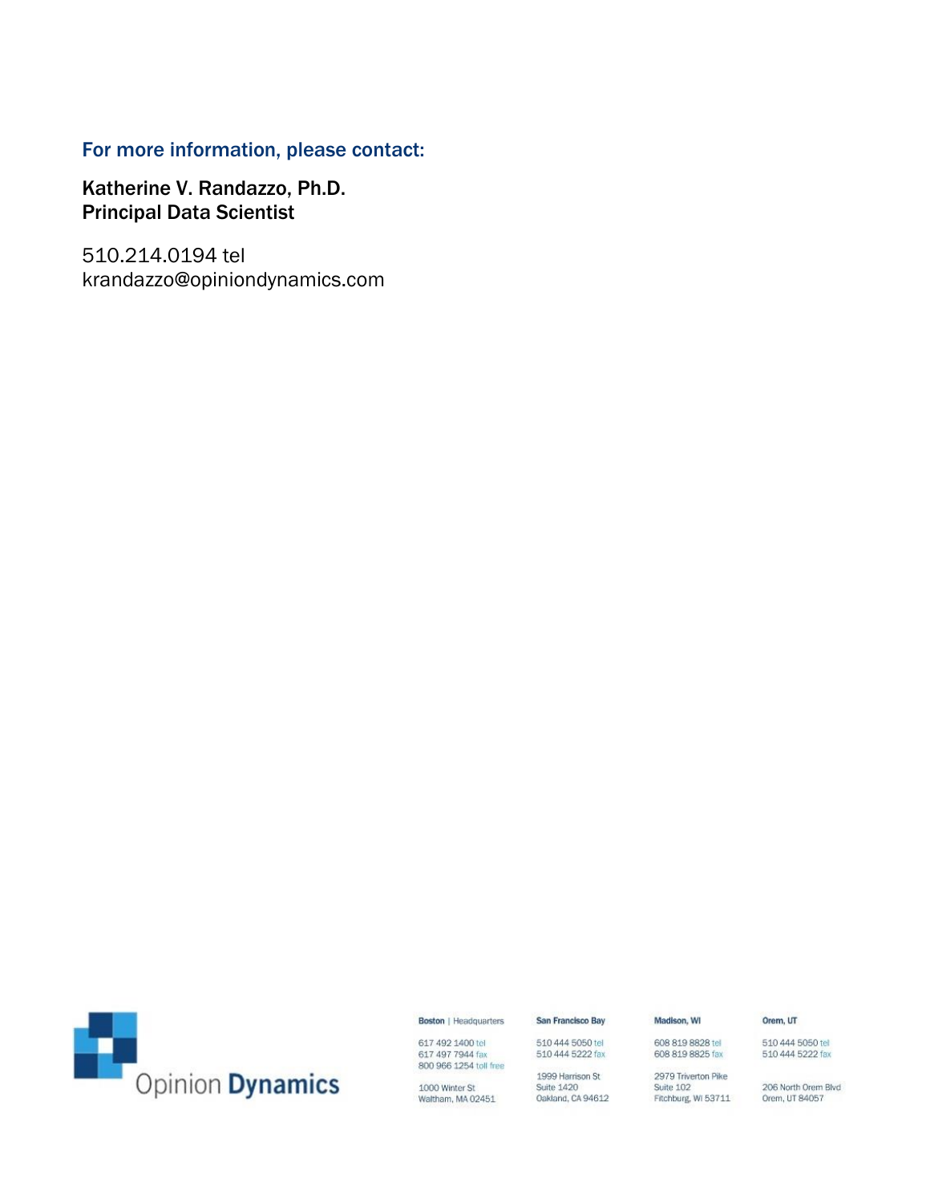For more information, please contact:

**Katherine V. Randazzo, Ph.D.**
**Principal Data Scientist**

510.214.0194 tel
krandazzo@opiniondynamics.com

Opinion Dynamics

**Boston** | Headquarters

617 492 1400 tel
617 497 7944 fax
800 966 1254 toll free

1000 Winter St
Waltham, MA 02451

**San Francisco Bay**

510 444 5050 tel
510 444 5222 fax

1999 Harrison St
Suite 1420
Oakland, CA 94612

**Madison, WI**

608 819 8828 tel
608 819 8825 fax

2979 Triverton Pike
Suite 102
Fitchburg, WI 53711

**Orem, UT**

510 444 5050 tel
510 444 5222 fax

206 North Orem Blvd
Orem, UT 84057